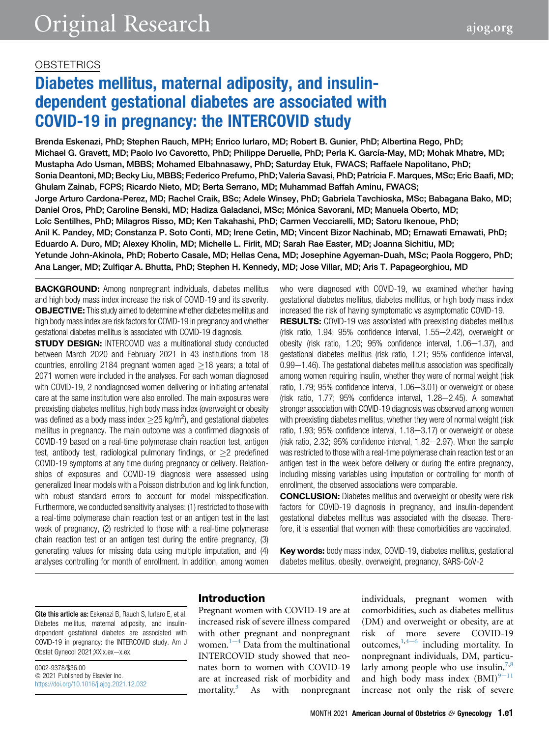OBSTETRICS

# Diabetes mellitus, maternal adiposity, and insulin-dependent gestational diabetes are associated with COVID-19 in pregnancy: the INTERCOVID study

Brenda Eskenazi, PhD; Stephen Rauch, MPH; Enrico Iurlaro, MD; Robert B. Gunier, PhD; Albertina Rego, PhD; Michael G. Gravett, MD; Paolo Ivo Cavoretto, PhD; Philippe Deruelle, PhD; Perla K. García-May, MD; Mohak Mhatre, MD; Mustapha Ado Usman, MBBS; Mohamed Elbahnasawy, PhD; Saturday Etuk, FWACS; Raffaele Napolitano, PhD; Sonia Deantoni, MD; Becky Liu, MBBS; Federico Prefumo, PhD; Valeria Savasi, PhD; Patrícia F. Marques, MSc; Eric Baafi, MD; Ghulam Zainab, FCPS; Ricardo Nieto, MD; Berta Serrano, MD; Muhammad Baffah Aminu, FWACS; Jorge Arturo Cardona-Perez, MD; Rachel Craik, BSc; Adele Winsey, PhD; Gabriela Tavchioska, MSc; Babagana Bako, MD; Daniel Oros, PhD; Caroline Benski, MD; Hadiza Galadanci, MSc; Mónica Savorani, MD; Manuela Oberto, MD; Loïc Sentilhes, PhD; Milagros Risso, MD; Ken Takahashi, PhD; Carmen Vecciarelli, MD; Satoru Ikenoue, PhD; Anil K. Pandey, MD; Constanza P. Soto Conti, MD; Irene Cetin, MD; Vincent Bizor Nachinab, MD; Ernawati Ernawati, PhD; Eduardo A. Duro, MD; Alexey Kholin, MD; Michelle L. Firlit, MD; Sarah Rae Easter, MD; Joanna Sichitiu, MD; Yetunde John-Akinola, PhD; Roberto Casale, MD; Hellas Cena, MD; Josephine Agyeman-Duah, MSc; Paola Roggero, PhD; Ana Langer, MD; Zulfiqar A. Bhutta, PhD; Stephen H. Kennedy, MD; Jose Villar, MD; Aris T. Papageorghiou, MD

**BACKGROUND:** Among nonpregnant individuals, diabetes mellitus and high body mass index increase the risk of COVID-19 and its severity.

**OBJECTIVE:** This study aimed to determine whether diabetes mellitus and high body mass index are risk factors for COVID-19 in pregnancy and whether gestational diabetes mellitus is associated with COVID-19 diagnosis.

**STUDY DESIGN:** INTERCOVID was a multinational study conducted between March 2020 and February 2021 in 43 institutions from 18 countries, enrolling 2184 pregnant women aged ≥18 years; a total of 2071 women were included in the analyses. For each woman diagnosed with COVID-19, 2 nondiagnosed women delivering or initiating antenatal care at the same institution were also enrolled. The main exposures were preexisting diabetes mellitus, high body mass index (overweight or obesity was defined as a body mass index ≥25 kg/m$^2$), and gestational diabetes mellitus in pregnancy. The main outcome was a confirmed diagnosis of COVID-19 based on a real-time polymerase chain reaction test, antigen test, antibody test, radiological pulmonary findings, or ≥2 predefined COVID-19 symptoms at any time during pregnancy or delivery. Relationships of exposures and COVID-19 diagnosis were assessed using generalized linear models with a Poisson distribution and log link function, with robust standard errors to account for model misspecification. Furthermore, we conducted sensitivity analyses: (1) restricted to those with a real-time polymerase chain reaction test or an antigen test in the last week of pregnancy, (2) restricted to those with a real-time polymerase chain reaction test or an antigen test during the entire pregnancy, (3) generating values for missing data using multiple imputation, and (4) analyses controlling for month of enrollment. In addition, among women who were diagnosed with COVID-19, we examined whether having gestational diabetes mellitus, diabetes mellitus, or high body mass index increased the risk of having symptomatic vs asymptomatic COVID-19.

**RESULTS:** COVID-19 was associated with preexisting diabetes mellitus (risk ratio, 1.94; 95% confidence interval, 1.55–2.42), overweight or obesity (risk ratio, 1.20; 95% confidence interval, 1.06–1.37), and gestational diabetes mellitus (risk ratio, 1.21; 95% confidence interval, 0.99–1.46). The gestational diabetes mellitus association was specifically among women requiring insulin, whether they were of normal weight (risk ratio, 1.79; 95% confidence interval, 1.06–3.01) or overweight or obese (risk ratio, 1.77; 95% confidence interval, 1.28–2.45). A somewhat stronger association with COVID-19 diagnosis was observed among women with preexisting diabetes mellitus, whether they were of normal weight (risk ratio, 1.93; 95% confidence interval, 1.18–3.17) or overweight or obese (risk ratio, 2.32; 95% confidence interval, 1.82–2.97). When the sample was restricted to those with a real-time polymerase chain reaction test or an antigen test in the week before delivery or during the entire pregnancy, including missing variables using imputation or controlling for month of enrollment, the observed associations were comparable.

**CONCLUSION:** Diabetes mellitus and overweight or obesity were risk factors for COVID-19 diagnosis in pregnancy, and insulin-dependent gestational diabetes mellitus was associated with the disease. Therefore, it is essential that women with these comorbidities are vaccinated.

**Key words:** body mass index, COVID-19, diabetes mellitus, gestational diabetes mellitus, obesity, overweight, pregnancy, SARS-CoV-2

**Cite this article as:** Eskenazi B, Rauch S, Iurlaro E, et al. Diabetes mellitus, maternal adiposity, and insulin-dependent gestational diabetes are associated with COVID-19 in pregnancy: the INTERCOVID study. Am J Obstet Gynecol 2021;XX:x.ex–x.ex.

0002-9378/$36.00
© 2021 Published by Elsevier Inc.
https://doi.org/10.1016/j.ajog.2021.12.032

## Introduction

Pregnant women with COVID-19 are at increased risk of severe illness compared with other pregnant and nonpregnant women.[1–4] Data from the multinational INTERCOVID study showed that neonates born to women with COVID-19 are at increased risk of morbidity and mortality.[3] As with nonpregnant individuals, pregnant women with comorbidities, such as diabetes mellitus (DM) and overweight or obesity, are at risk of more severe COVID-19 outcomes,[1,4–6] including mortality. In nonpregnant individuals, DM, particularly among people who use insulin,[7,8] and high body mass index (BMI)[9–11] increase not only the risk of severe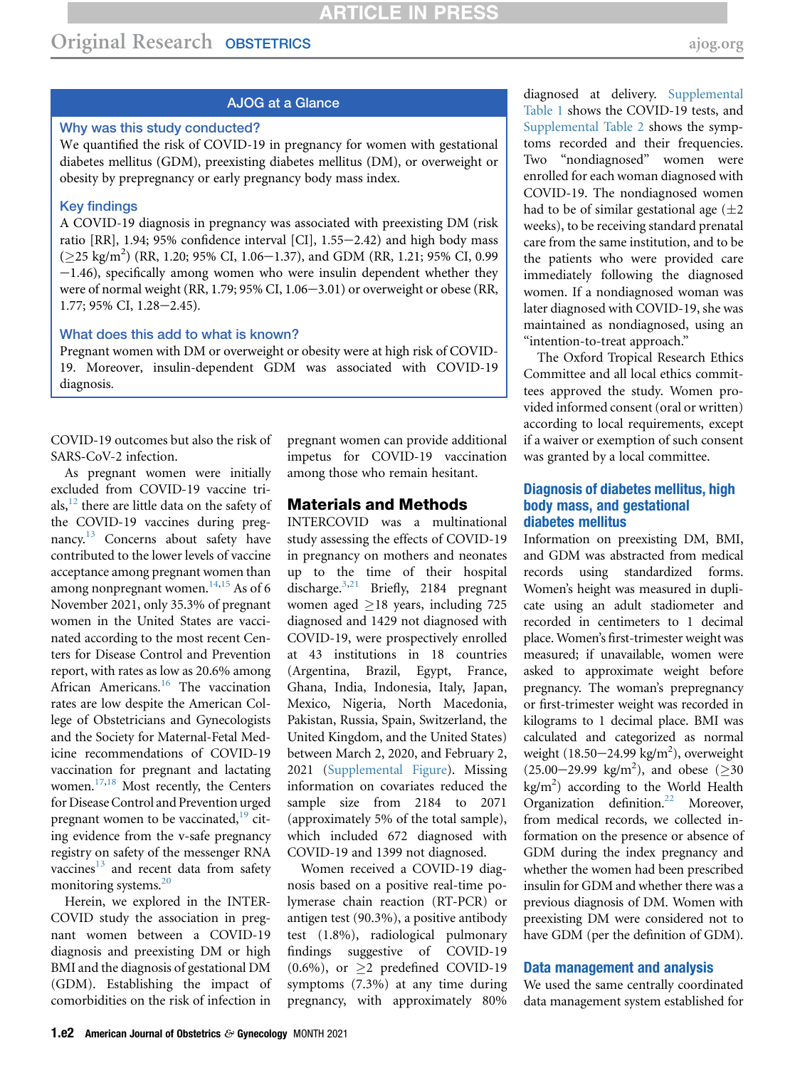## AJOG at a Glance

**Why was this study conducted?**

We quantified the risk of COVID-19 in pregnancy for women with gestational diabetes mellitus (GDM), preexisting diabetes mellitus (DM), or overweight or obesity by prepregnancy or early pregnancy body mass index.

**Key findings**

A COVID-19 diagnosis in pregnancy was associated with preexisting DM (risk ratio [RR], 1.94; 95% confidence interval [CI], 1.55−2.42) and high body mass (≥25 kg/m$^2$) (RR, 1.20; 95% CI, 1.06−1.37), and GDM (RR, 1.21; 95% CI, 0.99−1.46), specifically among women who were insulin dependent whether they were of normal weight (RR, 1.79; 95% CI, 1.06−3.01) or overweight or obese (RR, 1.77; 95% CI, 1.28−2.45).

**What does this add to what is known?**

Pregnant women with DM or overweight or obesity were at high risk of COVID-19. Moreover, insulin-dependent GDM was associated with COVID-19 diagnosis.

COVID-19 outcomes but also the risk of SARS-CoV-2 infection.

As pregnant women were initially excluded from COVID-19 vaccine trials,[12] there are little data on the safety of the COVID-19 vaccines during pregnancy.[13] Concerns about safety have contributed to the lower levels of vaccine acceptance among pregnant women than among nonpregnant women.[14,15] As of 6 November 2021, only 35.3% of pregnant women in the United States are vaccinated according to the most recent Centers for Disease Control and Prevention report, with rates as low as 20.6% among African Americans.[16] The vaccination rates are low despite the American College of Obstetricians and Gynecologists and the Society for Maternal-Fetal Medicine recommendations of COVID-19 vaccination for pregnant and lactating women.[17,18] Most recently, the Centers for Disease Control and Prevention urged pregnant women to be vaccinated,[19] citing evidence from the v-safe pregnancy registry on safety of the messenger RNA vaccines[13] and recent data from safety monitoring systems.[20]

Herein, we explored in the INTERCOVID study the association in pregnant women between a COVID-19 diagnosis and preexisting DM or high BMI and the diagnosis of gestational DM (GDM). Establishing the impact of comorbidities on the risk of infection in pregnant women can provide additional impetus for COVID-19 vaccination among those who remain hesitant.

## Materials and Methods

INTERCOVID was a multinational study assessing the effects of COVID-19 in pregnancy on mothers and neonates up to the time of their hospital discharge.[3,21] Briefly, 2184 pregnant women aged ≥18 years, including 725 diagnosed and 1429 not diagnosed with COVID-19, were prospectively enrolled at 43 institutions in 18 countries (Argentina, Brazil, Egypt, France, Ghana, India, Indonesia, Italy, Japan, Mexico, Nigeria, North Macedonia, Pakistan, Russia, Spain, Switzerland, the United Kingdom, and the United States) between March 2, 2020, and February 2, 2021 (Supplemental Figure). Missing information on covariates reduced the sample size from 2184 to 2071 (approximately 5% of the total sample), which included 672 diagnosed with COVID-19 and 1399 not diagnosed.

Women received a COVID-19 diagnosis based on a positive real-time polymerase chain reaction (RT-PCR) or antigen test (90.3%), a positive antibody test (1.8%), radiological pulmonary findings suggestive of COVID-19 (0.6%), or ≥2 predefined COVID-19 symptoms (7.3%) at any time during pregnancy, with approximately 80% diagnosed at delivery. Supplemental Table 1 shows the COVID-19 tests, and Supplemental Table 2 shows the symptoms recorded and their frequencies. Two "nondiagnosed" women were enrolled for each woman diagnosed with COVID-19. The nondiagnosed women had to be of similar gestational age (±2 weeks), to be receiving standard prenatal care from the same institution, and to be the patients who were provided care immediately following the diagnosed women. If a nondiagnosed woman was later diagnosed with COVID-19, she was maintained as nondiagnosed, using an "intention-to-treat approach."

The Oxford Tropical Research Ethics Committee and all local ethics committees approved the study. Women provided informed consent (oral or written) according to local requirements, except if a waiver or exemption of such consent was granted by a local committee.

### Diagnosis of diabetes mellitus, high body mass, and gestational diabetes mellitus

Information on preexisting DM, BMI, and GDM was abstracted from medical records using standardized forms. Women's height was measured in duplicate using an adult stadiometer and recorded in centimeters to 1 decimal place. Women's first-trimester weight was measured; if unavailable, women were asked to approximate weight before pregnancy. The woman's prepregnancy or first-trimester weight was recorded in kilograms to 1 decimal place. BMI was calculated and categorized as normal weight (18.50−24.99 kg/m$^2$), overweight (25.00−29.99 kg/m$^2$), and obese (≥30 kg/m$^2$) according to the World Health Organization definition.[22] Moreover, from medical records, we collected information on the presence or absence of GDM during the index pregnancy and whether the women had been prescribed insulin for GDM and whether there was a previous diagnosis of DM. Women with preexisting DM were considered not to have GDM (per the definition of GDM).

### Data management and analysis

We used the same centrally coordinated data management system established for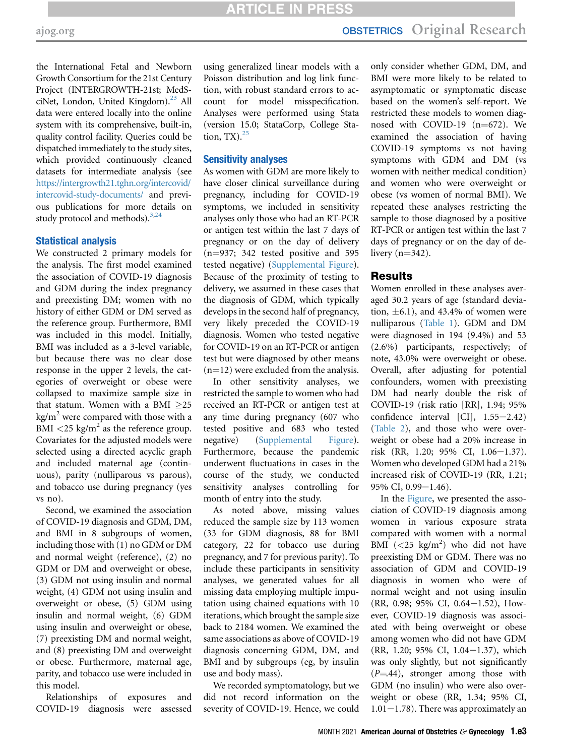the International Fetal and Newborn Growth Consortium for the 21st Century Project (INTERGROWTH-21st; MedSciNet, London, United Kingdom).[23] All data were entered locally into the online system with its comprehensive, built-in, quality control facility. Queries could be dispatched immediately to the study sites, which provided continuously cleaned datasets for intermediate analysis (see https://intergrowth21.tghn.org/intercovid/intercovid-study-documents/ and previous publications for more details on study protocol and methods).[3,24]

### Statistical analysis

We constructed 2 primary models for the analysis. The first model examined the association of COVID-19 diagnosis and GDM during the index pregnancy and preexisting DM; women with no history of either GDM or DM served as the reference group. Furthermore, BMI was included in this model. Initially, BMI was included as a 3-level variable, but because there was no clear dose response in the upper 2 levels, the categories of overweight or obese were collapsed to maximize sample size in that statum. Women with a BMI ≥25 kg/$m^2$ were compared with those with a BMI <25 kg/$m^2$ as the reference group. Covariates for the adjusted models were selected using a directed acyclic graph and included maternal age (continuous), parity (nulliparous vs parous), and tobacco use during pregnancy (yes vs no).

Second, we examined the association of COVID-19 diagnosis and GDM, DM, and BMI in 8 subgroups of women, including those with (1) no GDM or DM and normal weight (reference), (2) no GDM or DM and overweight or obese, (3) GDM not using insulin and normal weight, (4) GDM not using insulin and overweight or obese, (5) GDM using insulin and normal weight, (6) GDM using insulin and overweight or obese, (7) preexisting DM and normal weight, and (8) preexisting DM and overweight or obese. Furthermore, maternal age, parity, and tobacco use were included in this model.

Relationships of exposures and COVID-19 diagnosis were assessed using generalized linear models with a Poisson distribution and log link function, with robust standard errors to account for model misspecification. Analyses were performed using Stata (version 15.0; StataCorp, College Station, TX).[25]

### Sensitivity analyses

As women with GDM are more likely to have closer clinical surveillance during pregnancy, including for COVID-19 symptoms, we included in sensitivity analyses only those who had an RT-PCR or antigen test within the last 7 days of pregnancy or on the day of delivery (n=937; 342 tested positive and 595 tested negative) (Supplemental Figure). Because of the proximity of testing to delivery, we assumed in these cases that the diagnosis of GDM, which typically develops in the second half of pregnancy, very likely preceded the COVID-19 diagnosis. Women who tested negative for COVID-19 on an RT-PCR or antigen test but were diagnosed by other means (n=12) were excluded from the analysis.

In other sensitivity analyses, we restricted the sample to women who had received an RT-PCR or antigen test at any time during pregnancy (607 who tested positive and 683 who tested negative) (Supplemental Figure). Furthermore, because the pandemic underwent fluctuations in cases in the course of the study, we conducted sensitivity analyses controlling for month of entry into the study.

As noted above, missing values reduced the sample size by 113 women (33 for GDM diagnosis, 88 for BMI category, 22 for tobacco use during pregnancy, and 7 for previous parity). To include these participants in sensitivity analyses, we generated values for all missing data employing multiple imputation using chained equations with 10 iterations, which brought the sample size back to 2184 women. We examined the same associations as above of COVID-19 diagnosis concerning GDM, DM, and BMI and by subgroups (eg, by insulin use and body mass).

We recorded symptomatology, but we did not record information on the severity of COVID-19. Hence, we could only consider whether GDM, DM, and BMI were more likely to be related to asymptomatic or symptomatic disease based on the women's self-report. We restricted these models to women diagnosed with COVID-19 (n=672). We examined the association of having COVID-19 symptoms vs not having symptoms with GDM and DM (vs women with neither medical condition) and women who were overweight or obese (vs women of normal BMI). We repeated these analyses restricting the sample to those diagnosed by a positive RT-PCR or antigen test within the last 7 days of pregnancy or on the day of delivery (n=342).

## Results

Women enrolled in these analyses averaged 30.2 years of age (standard deviation, ±6.1), and 43.4% of women were nulliparous (Table 1). GDM and DM were diagnosed in 194 (9.4%) and 53 (2.6%) participants, respectively; of note, 43.0% were overweight or obese. Overall, after adjusting for potential confounders, women with preexisting DM had nearly double the risk of COVID-19 (risk ratio [RR], 1.94; 95% confidence interval [CI], 1.55−2.42) (Table 2), and those who were overweight or obese had a 20% increase in risk (RR, 1.20; 95% CI, 1.06−1.37). Women who developed GDM had a 21% increased risk of COVID-19 (RR, 1.21; 95% CI, 0.99−1.46).

In the Figure, we presented the association of COVID-19 diagnosis among women in various exposure strata compared with women with a normal BMI (<25 kg/$m^2$) who did not have preexisting DM or GDM. There was no association of GDM and COVID-19 diagnosis in women who were of normal weight and not using insulin (RR, 0.98; 95% CI, 0.64−1.52), However, COVID-19 diagnosis was associated with being overweight or obese among women who did not have GDM (RR, 1.20; 95% CI, 1.04−1.37), which was only slightly, but not significantly ($P$=.44), stronger among those with GDM (no insulin) who were also overweight or obese (RR, 1.34; 95% CI, 1.01−1.78). There was approximately an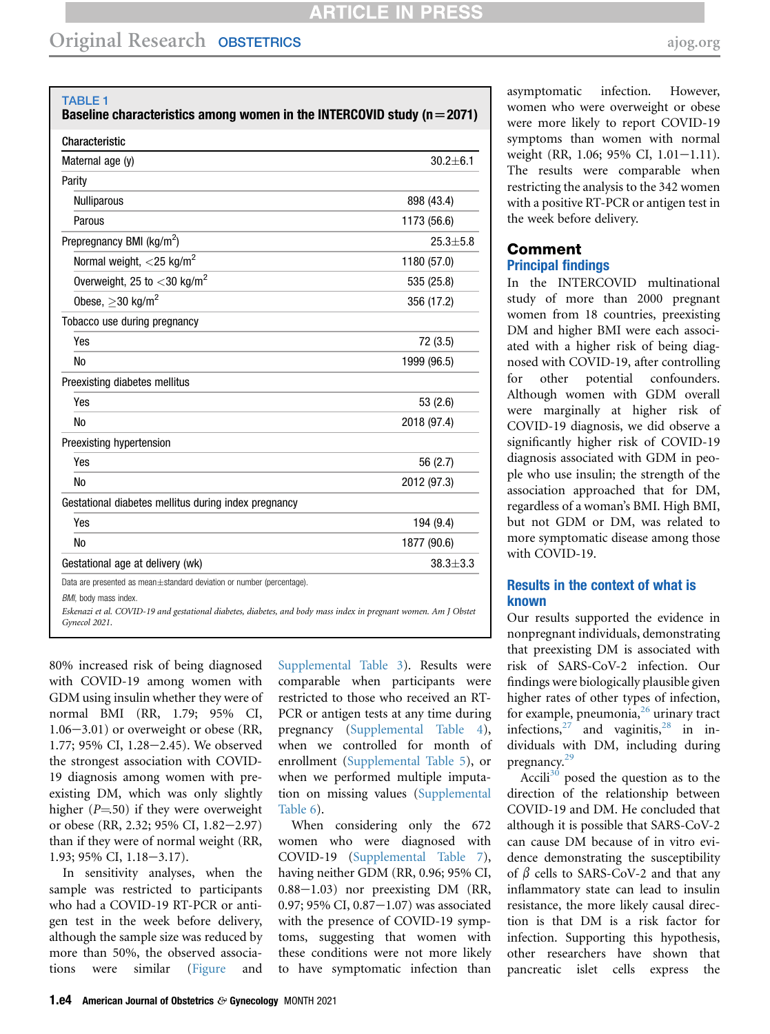**TABLE 1**
**Baseline characteristics among women in the INTERCOVID study (n=2071)**

| Characteristic | |
|---|---|
| Maternal age (y) | 30.2±6.1 |
| Parity | |
| Nulliparous | 898 (43.4) |
| Parous | 1173 (56.6) |
| Prepregnancy BMI (kg/m$^2$) | 25.3±5.8 |
| Normal weight, <25 kg/m$^2$ | 1180 (57.0) |
| Overweight, 25 to <30 kg/m$^2$ | 535 (25.8) |
| Obese, ≥30 kg/m$^2$ | 356 (17.2) |
| Tobacco use during pregnancy | |
| Yes | 72 (3.5) |
| No | 1999 (96.5) |
| Preexisting diabetes mellitus | |
| Yes | 53 (2.6) |
| No | 2018 (97.4) |
| Preexisting hypertension | |
| Yes | 56 (2.7) |
| No | 2012 (97.3) |
| Gestational diabetes mellitus during index pregnancy | |
| Yes | 194 (9.4) |
| No | 1877 (90.6) |
| Gestational age at delivery (wk) | 38.3±3.3 |

Data are presented as mean±standard deviation or number (percentage).

*BMI*, body mass index.

*Eskenazi et al. COVID-19 and gestational diabetes, diabetes, and body mass index in pregnant women. Am J Obstet Gynecol 2021.*

80% increased risk of being diagnosed with COVID-19 among women with GDM using insulin whether they were of normal BMI (RR, 1.79; 95% CI, 1.06−3.01) or overweight or obese (RR, 1.77; 95% CI, 1.28−2.45). We observed the strongest association with COVID-19 diagnosis among women with preexisting DM, which was only slightly higher ($P$=.50) if they were overweight or obese (RR, 2.32; 95% CI, 1.82−2.97) than if they were of normal weight (RR, 1.93; 95% CI, 1.18−3.17).

In sensitivity analyses, when the sample was restricted to participants who had a COVID-19 RT-PCR or antigen test in the week before delivery, although the sample size was reduced by more than 50%, the observed associations were similar (Figure and Supplemental Table 3). Results were comparable when participants were restricted to those who received an RT-PCR or antigen tests at any time during pregnancy (Supplemental Table 4), when we controlled for month of enrollment (Supplemental Table 5), or when we performed multiple imputation on missing values (Supplemental Table 6).

When considering only the 672 women who were diagnosed with COVID-19 (Supplemental Table 7), having neither GDM (RR, 0.96; 95% CI, 0.88−1.03) nor preexisting DM (RR, 0.97; 95% CI, 0.87−1.07) was associated with the presence of COVID-19 symptoms, suggesting that women with these conditions were not more likely to have symptomatic infection than asymptomatic infection. However, women who were overweight or obese were more likely to report COVID-19 symptoms than women with normal weight (RR, 1.06; 95% CI, 1.01−1.11). The results were comparable when restricting the analysis to the 342 women with a positive RT-PCR or antigen test in the week before delivery.

## Comment

### Principal findings

In the INTERCOVID multinational study of more than 2000 pregnant women from 18 countries, preexisting DM and higher BMI were each associated with a higher risk of being diagnosed with COVID-19, after controlling for other potential confounders. Although women with GDM overall were marginally at higher risk of COVID-19 diagnosis, we did observe a significantly higher risk of COVID-19 diagnosis associated with GDM in people who use insulin; the strength of the association approached that for DM, regardless of a woman's BMI. High BMI, but not GDM or DM, was related to more symptomatic disease among those with COVID-19.

### Results in the context of what is known

Our results supported the evidence in nonpregnant individuals, demonstrating that preexisting DM is associated with risk of SARS-CoV-2 infection. Our findings were biologically plausible given higher rates of other types of infection, for example, pneumonia,[26] urinary tract infections,[27] and vaginitis,[28] in individuals with DM, including during pregnancy.[29]

Accili[30] posed the question as to the direction of the relationship between COVID-19 and DM. He concluded that although it is possible that SARS-CoV-2 can cause DM because of in vitro evidence demonstrating the susceptibility of $\beta$ cells to SARS-CoV-2 and that any inflammatory state can lead to insulin resistance, the more likely causal direction is that DM is a risk factor for infection. Supporting this hypothesis, other researchers have shown that pancreatic islet cells express the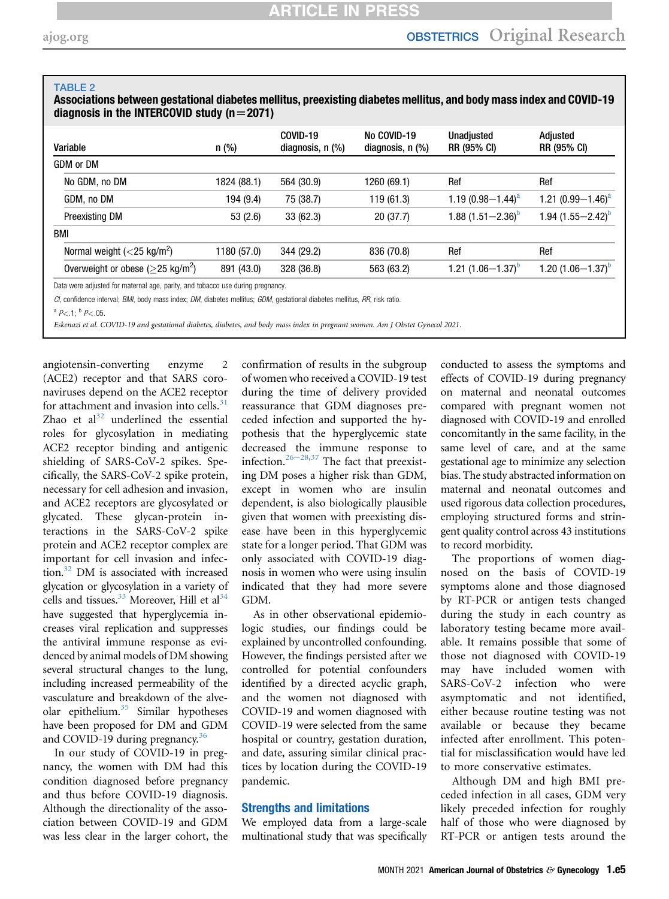**TABLE 2**

**Associations between gestational diabetes mellitus, preexisting diabetes mellitus, and body mass index and COVID-19 diagnosis in the INTERCOVID study (n=2071)**

| Variable | n (%) | COVID-19 diagnosis, n (%) | No COVID-19 diagnosis, n (%) | Unadjusted RR (95% CI) | Adjusted RR (95% CI) |
|---|---|---|---|---|---|
| GDM or DM | | | | | |
| No GDM, no DM | 1824 (88.1) | 564 (30.9) | 1260 (69.1) | Ref | Ref |
| GDM, no DM | 194 (9.4) | 75 (38.7) | 119 (61.3) | 1.19 (0.98–1.44)[a] | 1.21 (0.99–1.46)[a] |
| Preexisting DM | 53 (2.6) | 33 (62.3) | 20 (37.7) | 1.88 (1.51–2.36)[b] | 1.94 (1.55–2.42)[b] |
| BMI | | | | | |
| Normal weight (<25 kg/m$^2$) | 1180 (57.0) | 344 (29.2) | 836 (70.8) | Ref | Ref |
| Overweight or obese (≥25 kg/m$^2$) | 891 (43.0) | 328 (36.8) | 563 (63.2) | 1.21 (1.06–1.37)[b] | 1.20 (1.06–1.37)[b] |

Data were adjusted for maternal age, parity, and tobacco use during pregnancy.

*CI*, confidence interval; *BMI*, body mass index; *DM*, diabetes mellitus; *GDM*, gestational diabetes mellitus, *RR*, risk ratio.

[a] $P<.1$; [b] $P<.05$.

*Eskenazi et al. COVID-19 and gestational diabetes, diabetes, and body mass index in pregnant women. Am J Obstet Gynecol 2021.*

angiotensin-converting enzyme 2 (ACE2) receptor and that SARS coronaviruses depend on the ACE2 receptor for attachment and invasion into cells.[31] Zhao et al[32] underlined the essential roles for glycosylation in mediating ACE2 receptor binding and antigenic shielding of SARS-CoV-2 spikes. Specifically, the SARS-CoV-2 spike protein, necessary for cell adhesion and invasion, and ACE2 receptors are glycosylated or glycated. These glycan-protein interactions in the SARS-CoV-2 spike protein and ACE2 receptor complex are important for cell invasion and infection.[32] DM is associated with increased glycation or glycosylation in a variety of cells and tissues.[33] Moreover, Hill et al[34] have suggested that hyperglycemia increases viral replication and suppresses the antiviral immune response as evidenced by animal models of DM showing several structural changes to the lung, including increased permeability of the vasculature and breakdown of the alveolar epithelium.[35] Similar hypotheses have been proposed for DM and GDM and COVID-19 during pregnancy.[36]

In our study of COVID-19 in pregnancy, the women with DM had this condition diagnosed before pregnancy and thus before COVID-19 diagnosis. Although the directionality of the association between COVID-19 and GDM was less clear in the larger cohort, the confirmation of results in the subgroup of women who received a COVID-19 test during the time of delivery provided reassurance that GDM diagnoses preceded infection and supported the hypothesis that the hyperglycemic state decreased the immune response to infection.[26–28,37] The fact that preexisting DM poses a higher risk than GDM, except in women who are insulin dependent, is also biologically plausible given that women with preexisting disease have been in this hyperglycemic state for a longer period. That GDM was only associated with COVID-19 diagnosis in women who were using insulin indicated that they had more severe GDM.

As in other observational epidemiologic studies, our findings could be explained by uncontrolled confounding. However, the findings persisted after we controlled for potential confounders identified by a directed acyclic graph, and the women not diagnosed with COVID-19 and women diagnosed with COVID-19 were selected from the same hospital or country, gestation duration, and date, assuring similar clinical practices by location during the COVID-19 pandemic.

## Strengths and limitations

We employed data from a large-scale multinational study that was specifically conducted to assess the symptoms and effects of COVID-19 during pregnancy on maternal and neonatal outcomes compared with pregnant women not diagnosed with COVID-19 and enrolled concomitantly in the same facility, in the same level of care, and at the same gestational age to minimize any selection bias. The study abstracted information on maternal and neonatal outcomes and used rigorous data collection procedures, employing structured forms and stringent quality control across 43 institutions to record morbidity.

The proportions of women diagnosed on the basis of COVID-19 symptoms alone and those diagnosed by RT-PCR or antigen tests changed during the study in each country as laboratory testing became more available. It remains possible that some of those not diagnosed with COVID-19 may have included women with SARS-CoV-2 infection who were asymptomatic and not identified, either because routine testing was not available or because they became infected after enrollment. This potential for misclassification would have led to more conservative estimates.

Although DM and high BMI preceded infection in all cases, GDM very likely preceded infection for roughly half of those who were diagnosed by RT-PCR or antigen tests around the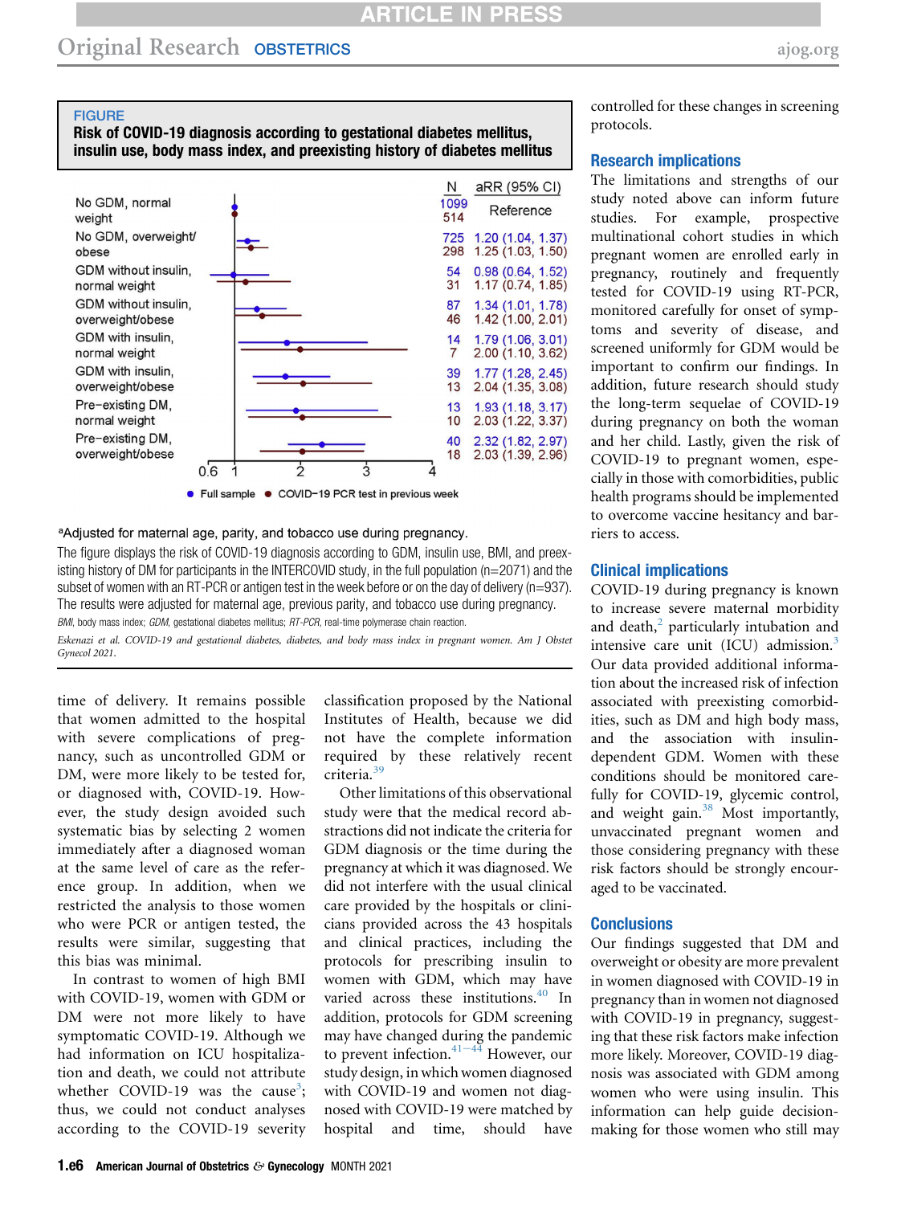**FIGURE**

**Risk of COVID-19 diagnosis according to gestational diabetes mellitus, insulin use, body mass index, and preexisting history of diabetes mellitus**

| | N | aRR (95% CI) |
|---|---|---|
| No GDM, normal weight | 1099 | Reference |
| | 514 | |
| No GDM, overweight/obese | 725 | 1.20 (1.04, 1.37) |
| | 298 | 1.25 (1.03, 1.50) |
| GDM without insulin, normal weight | 54 | 0.98 (0.64, 1.52) |
| | 31 | 1.17 (0.74, 1.85) |
| GDM without insulin, overweight/obese | 87 | 1.34 (1.01, 1.78) |
| | 46 | 1.42 (1.00, 2.01) |
| GDM with insulin, normal weight | 14 | 1.79 (1.06, 3.01) |
| | 7 | 2.00 (1.10, 3.62) |
| GDM with insulin, overweight/obese | 39 | 1.77 (1.28, 2.45) |
| | 13 | 2.04 (1.35, 3.08) |
| Pre-existing DM, normal weight | 13 | 1.93 (1.18, 3.17) |
| | 10 | 2.03 (1.22, 3.37) |
| Pre-existing DM, overweight/obese | 40 | 2.32 (1.82, 2.97) |
| | 18 | 2.03 (1.39, 2.96) |

● Full sample ● COVID-19 PCR test in previous week

[a]Adjusted for maternal age, parity, and tobacco use during pregnancy.

The figure displays the risk of COVID-19 diagnosis according to GDM, insulin use, BMI, and preexisting history of DM for participants in the INTERCOVID study, in the full population (n=2071) and the subset of women with an RT-PCR or antigen test in the week before or on the day of delivery (n=937). The results were adjusted for maternal age, previous parity, and tobacco use during pregnancy.

*BMI*, body mass index; *GDM*, gestational diabetes mellitus; *RT-PCR*, real-time polymerase chain reaction.

*Eskenazi et al. COVID-19 and gestational diabetes, diabetes, and body mass index in pregnant women. Am J Obstet Gynecol 2021.*

time of delivery. It remains possible that women admitted to the hospital with severe complications of pregnancy, such as uncontrolled GDM or DM, were more likely to be tested for, or diagnosed with, COVID-19. However, the study design avoided such systematic bias by selecting 2 women immediately after a diagnosed woman at the same level of care as the reference group. In addition, when we restricted the analysis to those women who were PCR or antigen tested, the results were similar, suggesting that this bias was minimal.

In contrast to women of high BMI with COVID-19, women with GDM or DM were not more likely to have symptomatic COVID-19. Although we had information on ICU hospitalization and death, we could not attribute whether COVID-19 was the cause[3]; thus, we could not conduct analyses according to the COVID-19 severity classification proposed by the National Institutes of Health, because we did not have the complete information required by these relatively recent criteria.[39]

Other limitations of this observational study were that the medical record abstractions did not indicate the criteria for GDM diagnosis or the time during the pregnancy at which it was diagnosed. We did not interfere with the usual clinical care provided by the hospitals or clinicians provided across the 43 hospitals and clinical practices, including the protocols for prescribing insulin to women with GDM, which may have varied across these institutions.[40] In addition, protocols for GDM screening may have changed during the pandemic to prevent infection.[41–44] However, our study design, in which women diagnosed with COVID-19 and women not diagnosed with COVID-19 were matched by hospital and time, should have controlled for these changes in screening protocols.

## Research implications

The limitations and strengths of our study noted above can inform future studies. For example, prospective multinational cohort studies in which pregnant women are enrolled early in pregnancy, routinely and frequently tested for COVID-19 using RT-PCR, monitored carefully for onset of symptoms and severity of disease, and screened uniformly for GDM would be important to confirm our findings. In addition, future research should study the long-term sequelae of COVID-19 during pregnancy on both the woman and her child. Lastly, given the risk of COVID-19 to pregnant women, especially in those with comorbidities, public health programs should be implemented to overcome vaccine hesitancy and barriers to access.

## Clinical implications

COVID-19 during pregnancy is known to increase severe maternal morbidity and death,[2] particularly intubation and intensive care unit (ICU) admission.[3] Our data provided additional information about the increased risk of infection associated with preexisting comorbidities, such as DM and high body mass, and the association with insulin-dependent GDM. Women with these conditions should be monitored carefully for COVID-19, glycemic control, and weight gain.[38] Most importantly, unvaccinated pregnant women and those considering pregnancy with these risk factors should be strongly encouraged to be vaccinated.

## Conclusions

Our findings suggested that DM and overweight or obesity are more prevalent in women diagnosed with COVID-19 in pregnancy than in women not diagnosed with COVID-19 in pregnancy, suggesting that these risk factors make infection more likely. Moreover, COVID-19 diagnosis was associated with GDM among women who were using insulin. This information can help guide decision-making for those women who still may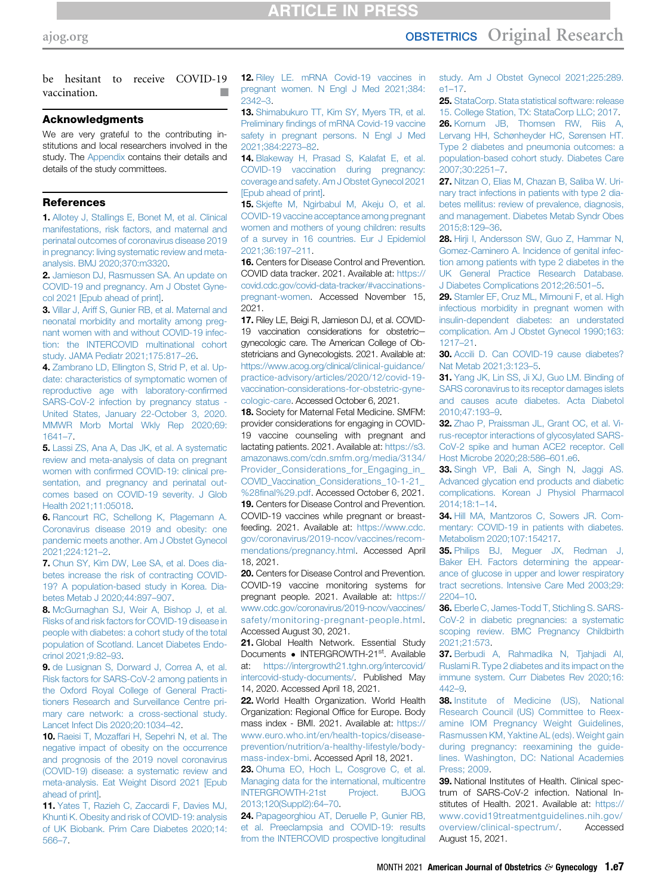be hesitant to receive COVID-19 vaccination. ■

## Acknowledgments

We are very grateful to the contributing institutions and local researchers involved in the study. The Appendix contains their details and details of the study committees.

## References

1. Allotey J, Stallings E, Bonet M, et al. Clinical manifestations, risk factors, and maternal and perinatal outcomes of coronavirus disease 2019 in pregnancy: living systematic review and meta-analysis. BMJ 2020;370:m3320.
2. Jamieson DJ, Rasmussen SA. An update on COVID-19 and pregnancy. Am J Obstet Gynecol 2021 [Epub ahead of print].
3. Villar J, Ariff S, Gunier RB, et al. Maternal and neonatal morbidity and mortality among pregnant women with and without COVID-19 infection: the INTERCOVID multinational cohort study. JAMA Pediatr 2021;175:817–26.
4. Zambrano LD, Ellington S, Strid P, et al. Update: characteristics of symptomatic women of reproductive age with laboratory-confirmed SARS-CoV-2 infection by pregnancy status - United States, January 22-October 3, 2020. MMWR Morb Mortal Wkly Rep 2020;69:1641–7.
5. Lassi ZS, Ana A, Das JK, et al. A systematic review and meta-analysis of data on pregnant women with confirmed COVID-19: clinical presentation, and pregnancy and perinatal outcomes based on COVID-19 severity. J Glob Health 2021;11:05018.
6. Rancourt RC, Schellong K, Plagemann A. Coronavirus disease 2019 and obesity: one pandemic meets another. Am J Obstet Gynecol 2021;224:121–2.
7. Chun SY, Kim DW, Lee SA, et al. Does diabetes increase the risk of contracting COVID-19? A population-based study in Korea. Diabetes Metab J 2020;44:897–907.
8. McGurnaghan SJ, Weir A, Bishop J, et al. Risks of and risk factors for COVID-19 disease in people with diabetes: a cohort study of the total population of Scotland. Lancet Diabetes Endocrinol 2021;9:82–93.
9. de Lusignan S, Dorward J, Correa A, et al. Risk factors for SARS-CoV-2 among patients in the Oxford Royal College of General Practitioners Research and Surveillance Centre primary care network: a cross-sectional study. Lancet Infect Dis 2020;20:1034–42.
10. Raeisi T, Mozaffari H, Sepehri N, et al. The negative impact of obesity on the occurrence and prognosis of the 2019 novel coronavirus (COVID-19) disease: a systematic review and meta-analysis. Eat Weight Disord 2021 [Epub ahead of print].
11. Yates T, Razieh C, Zaccardi F, Davies MJ, Khunti K. Obesity and risk of COVID-19: analysis of UK Biobank. Prim Care Diabetes 2020;14:566–7.
12. Riley LE. mRNA Covid-19 vaccines in pregnant women. N Engl J Med 2021;384:2342–3.
13. Shimabukuro TT, Kim SY, Myers TR, et al. Preliminary findings of mRNA Covid-19 vaccine safety in pregnant persons. N Engl J Med 2021;384:2273–82.
14. Blakeway H, Prasad S, Kalafat E, et al. COVID-19 vaccination during pregnancy: coverage and safety. Am J Obstet Gynecol 2021 [Epub ahead of print].
15. Skjefte M, Ngirbabul M, Akeju O, et al. COVID-19 vaccine acceptance among pregnant women and mothers of young children: results of a survey in 16 countries. Eur J Epidemiol 2021;36:197–211.
16. Centers for Disease Control and Prevention. COVID data tracker. 2021. Available at: https://covid.cdc.gov/covid-data-tracker/#vaccinations-pregnant-women. Accessed November 15, 2021.
17. Riley LE, Beigi R, Jamieson DJ, et al. COVID-19 vaccination considerations for obstetric–gynecologic care. The American College of Obstetricians and Gynecologists. 2021. Available at: https://www.acog.org/clinical/clinical-guidance/practice-advisory/articles/2020/12/covid-19-vaccination-considerations-for-obstetric-gynecologic-care. Accessed October 6, 2021.
18. Society for Maternal Fetal Medicine. SMFM: provider considerations for engaging in COVID-19 vaccine counseling with pregnant and lactating patients. 2021. Available at: https://s3.amazonaws.com/cdn.smfm.org/media/3134/Provider_Considerations_for_Engaging_in_COVID_Vaccination_Considerations_10-1-21_%28final%29.pdf. Accessed October 6, 2021.
19. Centers for Disease Control and Prevention. COVID-19 vaccines while pregnant or breastfeeding. 2021. Available at: https://www.cdc.gov/coronavirus/2019-ncov/vaccines/recommendations/pregnancy.html. Accessed April 18, 2021.
20. Centers for Disease Control and Prevention. COVID-19 vaccine monitoring systems for pregnant people. 2021. Available at: https://www.cdc.gov/coronavirus/2019-ncov/vaccines/safety/monitoring-pregnant-people.html. Accessed August 30, 2021.
21. Global Health Network. Essential Study Documents • INTERGROWTH-21st. Available at: https://intergrowth21.tghn.org/intercovid/intercovid-study-documents/. Published May 14, 2020. Accessed April 18, 2021.
22. World Health Organization. World Health Organization: Regional Office for Europe. Body mass index - BMI. 2021. Available at: https://www.euro.who.int/en/health-topics/disease-prevention/nutrition/a-healthy-lifestyle/body-mass-index-bmi. Accessed April 18, 2021.
23. Ohuma EO, Hoch L, Cosgrove C, et al. Managing data for the international, multicentre INTERGROWTH-21st Project. BJOG 2013;120(Suppl2):64–70.
24. Papageorghiou AT, Deruelle P, Gunier RB, et al. Preeclampsia and COVID-19: results from the INTERCOVID prospective longitudinal study. Am J Obstet Gynecol 2021;225:289.e1–17.
25. StataCorp. Stata statistical software: release 15. College Station, TX: StataCorp LLC; 2017.
26. Kornum JB, Thomsen RW, Riis A, Lervang HH, Schønheyder HC, Sørensen HT. Type 2 diabetes and pneumonia outcomes: a population-based cohort study. Diabetes Care 2007;30:2251–7.
27. Nitzan O, Elias M, Chazan B, Saliba W. Urinary tract infections in patients with type 2 diabetes mellitus: review of prevalence, diagnosis, and management. Diabetes Metab Syndr Obes 2015;8:129–36.
28. Hirji I, Andersson SW, Guo Z, Hammar N, Gomez-Caminero A. Incidence of genital infection among patients with type 2 diabetes in the UK General Practice Research Database. J Diabetes Complications 2012;26:501–5.
29. Stamler EF, Cruz ML, Mimouni F, et al. High infectious morbidity in pregnant women with insulin-dependent diabetes: an understated complication. Am J Obstet Gynecol 1990;163:1217–21.
30. Accili D. Can COVID-19 cause diabetes? Nat Metab 2021;3:123–5.
31. Yang JK, Lin SS, Ji XJ, Guo LM. Binding of SARS coronavirus to its receptor damages islets and causes acute diabetes. Acta Diabetol 2010;47:193–9.
32. Zhao P, Praissman JL, Grant OC, et al. Virus-receptor interactions of glycosylated SARS-CoV-2 spike and human ACE2 receptor. Cell Host Microbe 2020;28:586–601.e6.
33. Singh VP, Bali A, Singh N, Jaggi AS. Advanced glycation end products and diabetic complications. Korean J Physiol Pharmacol 2014;18:1–14.
34. Hill MA, Mantzoros C, Sowers JR. Commentary: COVID-19 in patients with diabetes. Metabolism 2020;107:154217.
35. Philips BJ, Meguer JX, Redman J, Baker EH. Factors determining the appearance of glucose in upper and lower respiratory tract secretions. Intensive Care Med 2003;29:2204–10.
36. Eberle C, James-Todd T, Stichling S. SARS-CoV-2 in diabetic pregnancies: a systematic scoping review. BMC Pregnancy Childbirth 2021;21:573.
37. Berbudi A, Rahmadika N, Tjahjadi AI, Ruslami R. Type 2 diabetes and its impact on the immune system. Curr Diabetes Rev 2020;16:442–9.
38. Institute of Medicine (US), National Research Council (US) Committee to Reexamine IOM Pregnancy Weight Guidelines, Rasmussen KM, Yaktine AL (eds). Weight gain during pregnancy: reexamining the guidelines. Washington, DC: National Academies Press; 2009.
39. National Institutes of Health. Clinical spectrum of SARS-CoV-2 infection. National Institutes of Health. 2021. Available at: https://www.covid19treatmentguidelines.nih.gov/overview/clinical-spectrum/. Accessed August 15, 2021.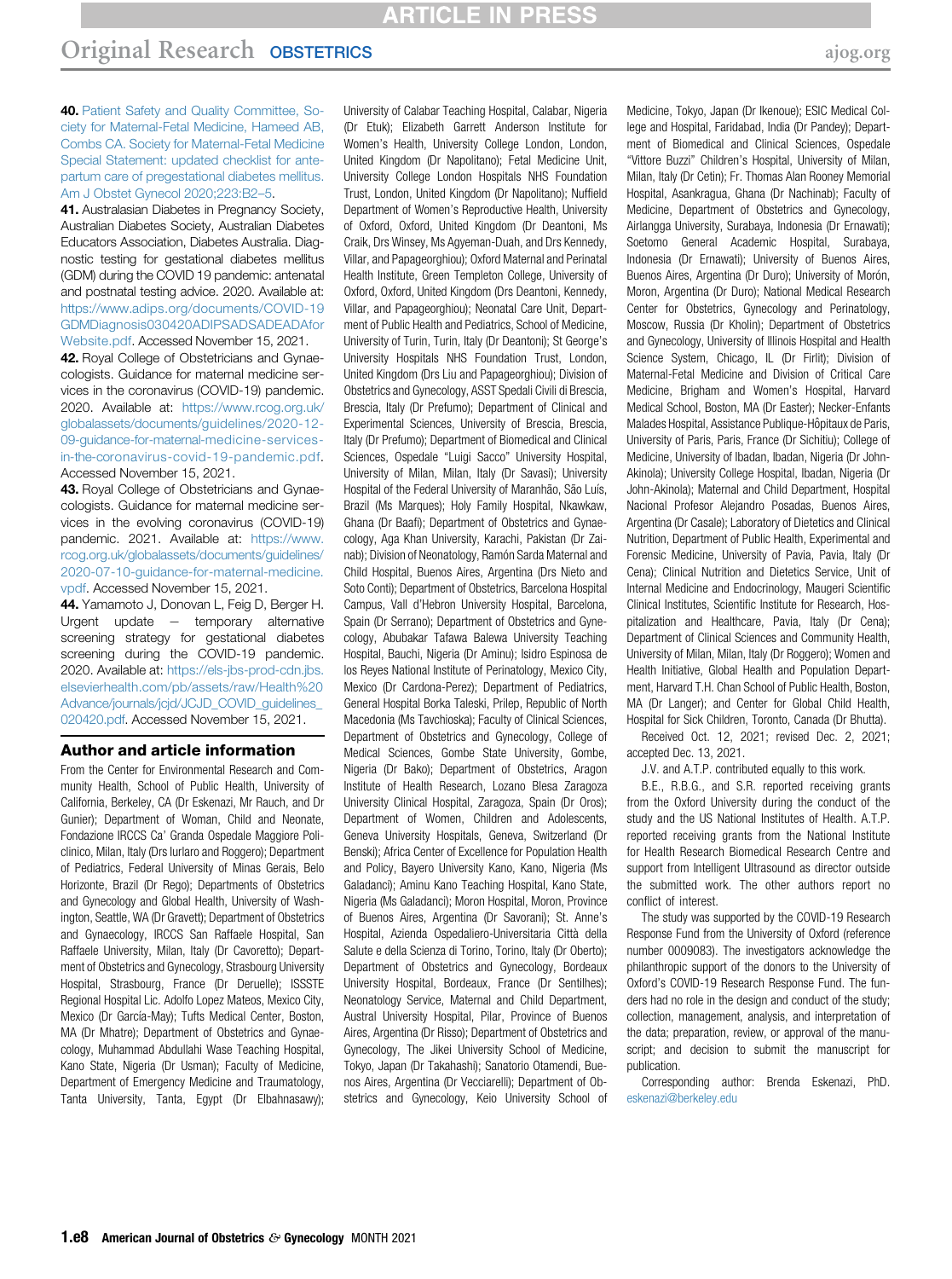**40.** Patient Safety and Quality Committee, Society for Maternal-Fetal Medicine, Hameed AB, Combs CA. Society for Maternal-Fetal Medicine Special Statement: updated checklist for antepartum care of pregestational diabetes mellitus. Am J Obstet Gynecol 2020;223:B2–5.

**41.** Australasian Diabetes in Pregnancy Society, Australian Diabetes Society, Australian Diabetes Educators Association, Diabetes Australia. Diagnostic testing for gestational diabetes mellitus (GDM) during the COVID 19 pandemic: antenatal and postnatal testing advice. 2020. Available at: https://www.adips.org/documents/COVID-19GDMDiagnosis030420ADIPSADSADEADAforWebsite.pdf. Accessed November 15, 2021.

**42.** Royal College of Obstetricians and Gynaecologists. Guidance for maternal medicine services in the coronavirus (COVID-19) pandemic. 2020. Available at: https://www.rcog.org.uk/globalassets/documents/guidelines/2020-12-09-guidance-for-maternal-medicine-services-in-the-coronavirus-covid-19-pandemic.pdf. Accessed November 15, 2021.

**43.** Royal College of Obstetricians and Gynaecologists. Guidance for maternal medicine services in the evolving coronavirus (COVID-19) pandemic. 2021. Available at: https://www.rcog.org.uk/globalassets/documents/guidelines/2020-07-10-guidance-for-maternal-medicine.vpdf. Accessed November 15, 2021.

**44.** Yamamoto J, Donovan L, Feig D, Berger H. Urgent update – temporary alternative screening strategy for gestational diabetes screening during the COVID-19 pandemic. 2020. Available at: https://els-jbs-prod-cdn.jbs.elsevierhealth.com/pb/assets/raw/Health%20Advance/journals/jcjd/JCJD_COVID_guidelines_020420.pdf. Accessed November 15, 2021.

## Author and article information

From the Center for Environmental Research and Community Health, School of Public Health, University of California, Berkeley, CA (Dr Eskenazi, Mr Rauch, and Dr Gunier); Department of Woman, Child and Neonate, Fondazione IRCCS Ca' Granda Ospedale Maggiore Policlinico, Milan, Italy (Drs Iurlaro and Roggero); Department of Pediatrics, Federal University of Minas Gerais, Belo Horizonte, Brazil (Dr Rego); Departments of Obstetrics and Gynecology and Global Health, University of Washington, Seattle, WA (Dr Gravett); Department of Obstetrics and Gynaecology, IRCCS San Raffaele Hospital, San Raffaele University, Milan, Italy (Dr Cavoretto); Department of Obstetrics and Gynecology, Strasbourg University Hospital, Strasbourg, France (Dr Deruelle); ISSSTE Regional Hospital Lic. Adolfo Lopez Mateos, Mexico City, Mexico (Dr García-May); Tufts Medical Center, Boston, MA (Dr Mhatre); Department of Obstetrics and Gynaecology, Muhammad Abdullahi Wase Teaching Hospital, Kano State, Nigeria (Dr Usman); Faculty of Medicine, Department of Emergency Medicine and Traumatology, Tanta University, Tanta, Egypt (Dr Elbahnasawy); University of Calabar Teaching Hospital, Calabar, Nigeria (Dr Etuk); Elizabeth Garrett Anderson Institute for Women's Health, University College London, London, United Kingdom (Dr Napolitano); Fetal Medicine Unit, University College London Hospitals NHS Foundation Trust, London, United Kingdom (Dr Napolitano); Nuffield Department of Women's Reproductive Health, University of Oxford, Oxford, United Kingdom (Dr Deantoni, Ms Craik, Drs Winsey, Ms Agyeman-Duah, and Drs Kennedy, Villar, and Papageorghiou); Oxford Maternal and Perinatal Health Institute, Green Templeton College, University of Oxford, Oxford, United Kingdom (Drs Deantoni, Kennedy, Villar, and Papageorghiou); Neonatal Care Unit, Department of Public Health and Pediatrics, School of Medicine, University of Turin, Turin, Italy (Dr Deantoni); St George's University Hospitals NHS Foundation Trust, London, United Kingdom (Drs Liu and Papageorghiou); Division of Obstetrics and Gynecology, ASST Spedali Civili di Brescia, Brescia, Italy (Dr Prefumo); Department of Clinical and Experimental Sciences, University of Brescia, Brescia, Italy (Dr Prefumo); Department of Biomedical and Clinical Sciences, Ospedale "Luigi Sacco" University Hospital, University of Milan, Milan, Italy (Dr Savasi); University Hospital of the Federal University of Maranhão, São Luís, Brazil (Ms Marques); Holy Family Hospital, Nkawkaw, Ghana (Dr Baafi); Department of Obstetrics and Gynaecology, Aga Khan University, Karachi, Pakistan (Dr Zainab); Division of Neonatology, Ramón Sarda Maternal and Child Hospital, Buenos Aires, Argentina (Drs Nieto and Soto Conti); Department of Obstetrics, Barcelona Hospital Campus, Vall d'Hebron University Hospital, Barcelona, Spain (Dr Serrano); Department of Obstetrics and Gynecology, Abubakar Tafawa Balewa University Teaching Hospital, Bauchi, Nigeria (Dr Aminu); Isidro Espinosa de los Reyes National Institute of Perinatology, Mexico City, Mexico (Dr Cardona-Perez); Department of Pediatrics, General Hospital Borka Taleski, Prilep, Republic of North Macedonia (Ms Tavchioska); Faculty of Clinical Sciences, Department of Obstetrics and Gynecology, College of Medical Sciences, Gombe State University, Gombe, Nigeria (Dr Bako); Department of Obstetrics, Aragon Institute of Health Research, Lozano Blesa Zaragoza University Clinical Hospital, Zaragoza, Spain (Dr Oros); Department of Women, Children and Adolescents, Geneva University Hospitals, Geneva, Switzerland (Dr Benski); Africa Center of Excellence for Population Health and Policy, Bayero University Kano, Kano, Nigeria (Ms Galadanci); Aminu Kano Teaching Hospital, Kano State, Nigeria (Ms Galadanci); Moron Hospital, Moron, Province of Buenos Aires, Argentina (Dr Savorani); St. Anne's Hospital, Azienda Ospedaliero-Universitaria Città della Salute e della Scienza di Torino, Torino, Italy (Dr Oberto); Department of Obstetrics and Gynecology, Bordeaux University Hospital, Bordeaux, France (Dr Sentilhes); Neonatology Service, Maternal and Child Department, Austral University Hospital, Pilar, Province of Buenos Aires, Argentina (Dr Risso); Department of Obstetrics and Gynecology, The Jikei University School of Medicine, Tokyo, Japan (Dr Takahashi); Sanatorio Otamendi, Buenos Aires, Argentina (Dr Vecciarelli); Department of Obstetrics and Gynecology, Keio University School of Medicine, Tokyo, Japan (Dr Ikenoue); ESIC Medical College and Hospital, Faridabad, India (Dr Pandey); Department of Biomedical and Clinical Sciences, Ospedale "Vittore Buzzi" Children's Hospital, University of Milan, Milan, Italy (Dr Cetin); Fr. Thomas Alan Rooney Memorial Hospital, Asankragua, Ghana (Dr Nachinab); Faculty of Medicine, Department of Obstetrics and Gynecology, Airlangga University, Surabaya, Indonesia (Dr Ernawati); Soetomo General Academic Hospital, Surabaya, Indonesia (Dr Ernawati); University of Buenos Aires, Buenos Aires, Argentina (Dr Duro); University of Morón, Moron, Argentina (Dr Duro); National Medical Research Center for Obstetrics, Gynecology and Perinatology, Moscow, Russia (Dr Kholin); Department of Obstetrics and Gynecology, University of Illinois Hospital and Health Science System, Chicago, IL (Dr Firlit); Division of Maternal-Fetal Medicine and Division of Critical Care Medicine, Brigham and Women's Hospital, Harvard Medical School, Boston, MA (Dr Easter); Necker-Enfants Malades Hospital, Assistance Publique-Hôpitaux de Paris, University of Paris, Paris, France (Dr Sichitiu); College of Medicine, University of Ibadan, Ibadan, Nigeria (Dr John-Akinola); University College Hospital, Ibadan, Nigeria (Dr John-Akinola); Maternal and Child Department, Hospital Nacional Profesor Alejandro Posadas, Buenos Aires, Argentina (Dr Casale); Laboratory of Dietetics and Clinical Nutrition, Department of Public Health, Experimental and Forensic Medicine, University of Pavia, Pavia, Italy (Dr Cena); Clinical Nutrition and Dietetics Service, Unit of Internal Medicine and Endocrinology, Maugeri Scientific Clinical Institutes, Scientific Institute for Research, Hospitalization and Healthcare, Pavia, Italy (Dr Cena); Department of Clinical Sciences and Community Health, University of Milan, Milan, Italy (Dr Roggero); Women and Health Initiative, Global Health and Population Department, Harvard T.H. Chan School of Public Health, Boston, MA (Dr Langer); and Center for Global Child Health, Hospital for Sick Children, Toronto, Canada (Dr Bhutta).

Received Oct. 12, 2021; revised Dec. 2, 2021; accepted Dec. 13, 2021.

J.V. and A.T.P. contributed equally to this work.

B.E., R.B.G., and S.R. reported receiving grants from the Oxford University during the conduct of the study and the US National Institutes of Health. A.T.P. reported receiving grants from the National Institute for Health Research Biomedical Research Centre and support from Intelligent Ultrasound as director outside the submitted work. The other authors report no conflict of interest.

The study was supported by the COVID-19 Research Response Fund from the University of Oxford (reference number 0009083). The investigators acknowledge the philanthropic support of the donors to the University of Oxford's COVID-19 Research Response Fund. The funders had no role in the design and conduct of the study; collection, management, analysis, and interpretation of the data; preparation, review, or approval of the manuscript; and decision to submit the manuscript for publication.

Corresponding author: Brenda Eskenazi, PhD. eskenazi@berkeley.edu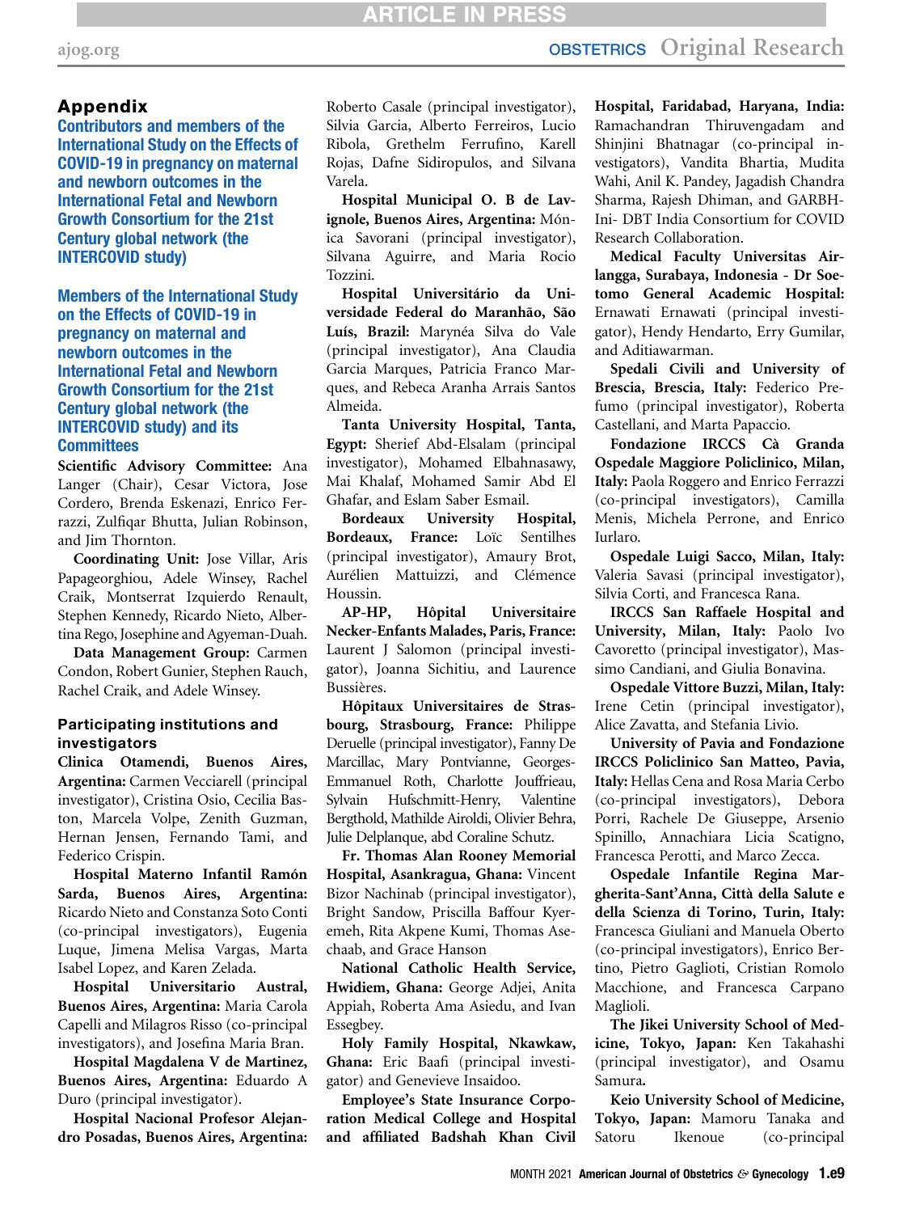## Appendix

### Contributors and members of the International Study on the Effects of COVID-19 in pregnancy on maternal and newborn outcomes in the International Fetal and Newborn Growth Consortium for the 21st Century global network (the INTERCOVID study)

### Members of the International Study on the Effects of COVID-19 in pregnancy on maternal and newborn outcomes in the International Fetal and Newborn Growth Consortium for the 21st Century global network (the INTERCOVID study) and its Committees

**Scientific Advisory Committee:** Ana Langer (Chair), Cesar Victora, Jose Cordero, Brenda Eskenazi, Enrico Ferrazzi, Zulfiqar Bhutta, Julian Robinson, and Jim Thornton.

**Coordinating Unit:** Jose Villar, Aris Papageorghiou, Adele Winsey, Rachel Craik, Montserrat Izquierdo Renault, Stephen Kennedy, Ricardo Nieto, Albertina Rego, Josephine and Agyeman-Duah.

**Data Management Group:** Carmen Condon, Robert Gunier, Stephen Rauch, Rachel Craik, and Adele Winsey.

### Participating institutions and investigators

**Clinica Otamendi, Buenos Aires, Argentina:** Carmen Vecciarell (principal investigator), Cristina Osio, Cecilia Baston, Marcela Volpe, Zenith Guzman, Hernan Jensen, Fernando Tami, and Federico Crispin.

**Hospital Materno Infantil Ramón Sarda, Buenos Aires, Argentina:** Ricardo Nieto and Constanza Soto Conti (co-principal investigators), Eugenia Luque, Jimena Melisa Vargas, Marta Isabel Lopez, and Karen Zelada.

**Hospital Universitario Austral, Buenos Aires, Argentina:** Maria Carola Capelli and Milagros Risso (co-principal investigators), and Josefina Maria Bran.

**Hospital Magdalena V de Martinez, Buenos Aires, Argentina:** Eduardo A Duro (principal investigator).

**Hospital Nacional Profesor Alejandro Posadas, Buenos Aires, Argentina:** Roberto Casale (principal investigator), Silvia Garcia, Alberto Ferreiros, Lucio Ribola, Grethelm Ferrufino, Karell Rojas, Dafne Sidiropulos, and Silvana Varela.

**Hospital Municipal O. B de Lavignole, Buenos Aires, Argentina:** Mónica Savorani (principal investigator), Silvana Aguirre, and Maria Rocio Tozzini.

**Hospital Universitário da Universidade Federal do Maranhão, São Luís, Brazil:** Marynéa Silva do Vale (principal investigator), Ana Claudia Garcia Marques, Patricia Franco Marques, and Rebeca Aranha Arrais Santos Almeida.

**Tanta University Hospital, Tanta, Egypt:** Sherief Abd-Elsalam (principal investigator), Mohamed Elbahnasawy, Mai Khalaf, Mohamed Samir Abd El Ghafar, and Eslam Saber Esmail.

**Bordeaux University Hospital, Bordeaux, France:** Loïc Sentilhes (principal investigator), Amaury Brot, Aurélien Mattuizzi, and Clémence Houssin.

**AP-HP, Hôpital Universitaire Necker-Enfants Malades, Paris, France:** Laurent J Salomon (principal investigator), Joanna Sichitiu, and Laurence Bussières.

**Hôpitaux Universitaires de Strasbourg, Strasbourg, France:** Philippe Deruelle (principal investigator), Fanny De Marcillac, Mary Pontvianne, Georges-Emmanuel Roth, Charlotte Jouffrieau, Sylvain Hufschmitt-Henry, Valentine Bergthold, Mathilde Airoldi, Olivier Behra, Julie Delplanque, abd Coraline Schutz.

**Fr. Thomas Alan Rooney Memorial Hospital, Asankragua, Ghana:** Vincent Bizor Nachinab (principal investigator), Bright Sandow, Priscilla Baffour Kyeremeh, Rita Akpene Kumi, Thomas Asechaab, and Grace Hanson

**National Catholic Health Service, Hwidiem, Ghana:** George Adjei, Anita Appiah, Roberta Ama Asiedu, and Ivan Essegbey.

**Holy Family Hospital, Nkawkaw, Ghana:** Eric Baafi (principal investigator) and Genevieve Insaidoo.

**Employee's State Insurance Corporation Medical College and Hospital and affiliated Badshah Khan Civil Hospital, Faridabad, Haryana, India:** Ramachandran Thiruvengadam and Shinjini Bhatnagar (co-principal investigators), Vandita Bhartia, Mudita Wahi, Anil K. Pandey, Jagadish Chandra Sharma, Rajesh Dhiman, and GARBH-Ini- DBT India Consortium for COVID Research Collaboration.

**Medical Faculty Universitas Airlangga, Surabaya, Indonesia - Dr Soetomo General Academic Hospital:** Ernawati Ernawati (principal investigator), Hendy Hendarto, Erry Gumilar, and Aditiawarman.

**Spedali Civili and University of Brescia, Brescia, Italy:** Federico Prefumo (principal investigator), Roberta Castellani, and Marta Papaccio.

**Fondazione IRCCS Cà Granda Ospedale Maggiore Policlinico, Milan, Italy:** Paola Roggero and Enrico Ferrazzi (co-principal investigators), Camilla Menis, Michela Perrone, and Enrico Iurlaro.

**Ospedale Luigi Sacco, Milan, Italy:** Valeria Savasi (principal investigator), Silvia Corti, and Francesca Rana.

**IRCCS San Raffaele Hospital and University, Milan, Italy:** Paolo Ivo Cavoretto (principal investigator), Massimo Candiani, and Giulia Bonavina.

**Ospedale Vittore Buzzi, Milan, Italy:** Irene Cetin (principal investigator), Alice Zavatta, and Stefania Livio.

**University of Pavia and Fondazione IRCCS Policlinico San Matteo, Pavia, Italy:** Hellas Cena and Rosa Maria Cerbo (co-principal investigators), Debora Porri, Rachele De Giuseppe, Arsenio Spinillo, Annachiara Licia Scatigno, Francesca Perotti, and Marco Zecca.

**Ospedale Infantile Regina Margherita-Sant'Anna, Città della Salute e della Scienza di Torino, Turin, Italy:** Francesca Giuliani and Manuela Oberto (co-principal investigators), Enrico Bertino, Pietro Gaglioti, Cristian Romolo Macchione, and Francesca Carpano Maglioli.

**The Jikei University School of Medicine, Tokyo, Japan:** Ken Takahashi (principal investigator), and Osamu Samura.

**Keio University School of Medicine, Tokyo, Japan:** Mamoru Tanaka and Satoru Ikenoue (co-principal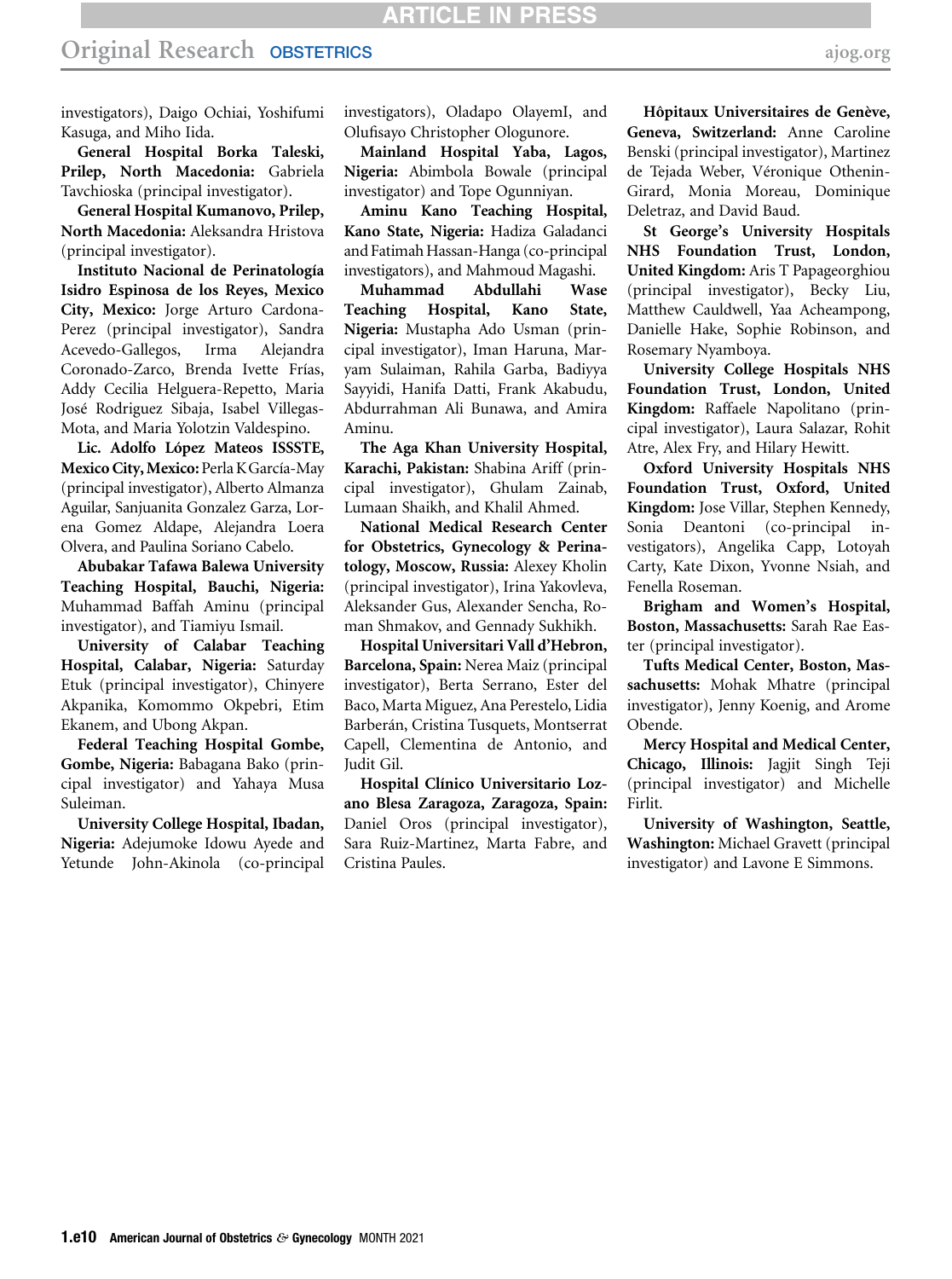investigators), Daigo Ochiai, Yoshifumi Kasuga, and Miho Iida.

**General Hospital Borka Taleski, Prilep, North Macedonia:** Gabriela Tavchioska (principal investigator).

**General Hospital Kumanovo, Prilep, North Macedonia:** Aleksandra Hristova (principal investigator).

**Instituto Nacional de Perinatología Isidro Espinosa de los Reyes, Mexico City, Mexico:** Jorge Arturo Cardona-Perez (principal investigator), Sandra Acevedo-Gallegos, Irma Alejandra Coronado-Zarco, Brenda Ivette Frías, Addy Cecilia Helguera-Repetto, Maria José Rodriguez Sibaja, Isabel Villegas-Mota, and Maria Yolotzin Valdespino.

**Lic. Adolfo López Mateos ISSSTE, Mexico City, Mexico:** Perla K García-May (principal investigator), Alberto Almanza Aguilar, Sanjuanita Gonzalez Garza, Lorena Gomez Aldape, Alejandra Loera Olvera, and Paulina Soriano Cabelo.

**Abubakar Tafawa Balewa University Teaching Hospital, Bauchi, Nigeria:** Muhammad Baffah Aminu (principal investigator), and Tiamiyu Ismail.

**University of Calabar Teaching Hospital, Calabar, Nigeria:** Saturday Etuk (principal investigator), Chinyere Akpanika, Komommo Okpebri, Etim Ekanem, and Ubong Akpan.

**Federal Teaching Hospital Gombe, Gombe, Nigeria:** Babagana Bako (principal investigator) and Yahaya Musa Suleiman.

**University College Hospital, Ibadan, Nigeria:** Adejumoke Idowu Ayede and Yetunde John-Akinola (co-principal investigators), Oladapo OlayemI, and Olufisayo Christopher Ologunore.

**Mainland Hospital Yaba, Lagos, Nigeria:** Abimbola Bowale (principal investigator) and Tope Ogunniyan.

**Aminu Kano Teaching Hospital, Kano State, Nigeria:** Hadiza Galadanci and Fatimah Hassan-Hanga (co-principal investigators), and Mahmoud Magashi.

**Muhammad Abdullahi Wase Teaching Hospital, Kano State, Nigeria:** Mustapha Ado Usman (principal investigator), Iman Haruna, Maryam Sulaiman, Rahila Garba, Badiyya Sayyidi, Hanifa Datti, Frank Akabudu, Abdurrahman Ali Bunawa, and Amira Aminu.

**The Aga Khan University Hospital, Karachi, Pakistan:** Shabina Ariff (principal investigator), Ghulam Zainab, Lumaan Shaikh, and Khalil Ahmed.

**National Medical Research Center for Obstetrics, Gynecology & Perinatology, Moscow, Russia:** Alexey Kholin (principal investigator), Irina Yakovleva, Aleksander Gus, Alexander Sencha, Roman Shmakov, and Gennady Sukhikh.

**Hospital Universitari Vall d'Hebron, Barcelona, Spain:** Nerea Maiz (principal investigator), Berta Serrano, Ester del Baco, Marta Miguez, Ana Perestelo, Lidia Barberán, Cristina Tusquets, Montserrat Capell, Clementina de Antonio, and Judit Gil.

**Hospital Clínico Universitario Lozano Blesa Zaragoza, Zaragoza, Spain:** Daniel Oros (principal investigator), Sara Ruiz-Martinez, Marta Fabre, and Cristina Paules.

**Hôpitaux Universitaires de Genève, Geneva, Switzerland:** Anne Caroline Benski (principal investigator), Martinez de Tejada Weber, Véronique Othenin-Girard, Monia Moreau, Dominique Deletraz, and David Baud.

**St George's University Hospitals NHS Foundation Trust, London, United Kingdom:** Aris T Papageorghiou (principal investigator), Becky Liu, Matthew Cauldwell, Yaa Acheampong, Danielle Hake, Sophie Robinson, and Rosemary Nyamboya.

**University College Hospitals NHS Foundation Trust, London, United Kingdom:** Raffaele Napolitano (principal investigator), Laura Salazar, Rohit Atre, Alex Fry, and Hilary Hewitt.

**Oxford University Hospitals NHS Foundation Trust, Oxford, United Kingdom:** Jose Villar, Stephen Kennedy, Sonia Deantoni (co-principal investigators), Angelika Capp, Lotoyah Carty, Kate Dixon, Yvonne Nsiah, and Fenella Roseman.

**Brigham and Women's Hospital, Boston, Massachusetts:** Sarah Rae Easter (principal investigator).

**Tufts Medical Center, Boston, Massachusetts:** Mohak Mhatre (principal investigator), Jenny Koenig, and Arome Obende.

**Mercy Hospital and Medical Center, Chicago, Illinois:** Jagjit Singh Teji (principal investigator) and Michelle Firlit.

**University of Washington, Seattle, Washington:** Michael Gravett (principal investigator) and Lavone E Simmons.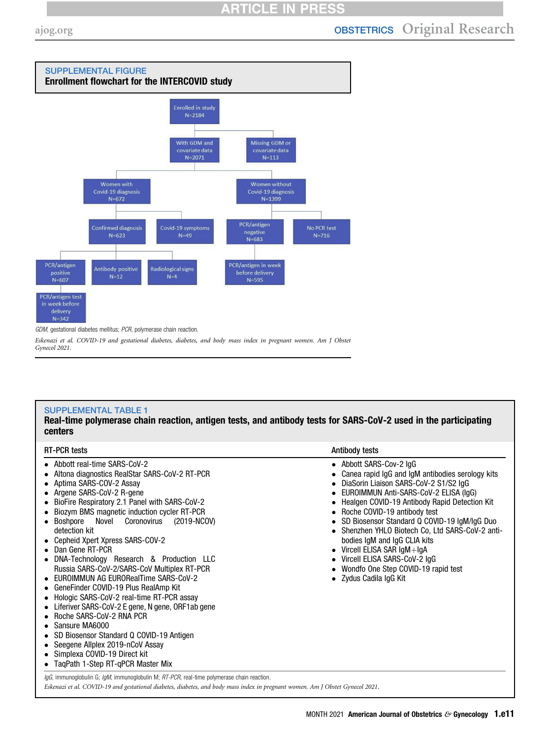## SUPPLEMENTAL FIGURE

**Enrollment flowchart for the INTERCOVID study**

- Enrolled in study N=2184
  - With GDM and covariate data N=2071
    - Women with Covid-19 diagnosis N=672
      - Confirmed diagnosis N=623
        - PCR/antigen positive N=607
          - PCR/antigen test in week before delivery N=342
        - Antibody positive N=12
        - Radiological signs N=4
      - Covid-19 symptoms N=49
    - Women without Covid-19 diagnosis N=1399
      - PCR/antigen negative N=683
        - PCR/antigen in week before delivery N=595
      - No PCR test N=716
  - Missing GDM or covariate data N=113

*GDM*, gestational diabetes mellitus; *PCR*, polymerase chain reaction.

*Eskenazi et al. COVID-19 and gestational diabetes, diabetes, and body mass index in pregnant women. Am J Obstet Gynecol 2021.*

## SUPPLEMENTAL TABLE 1

**Real-time polymerase chain reaction, antigen tests, and antibody tests for SARS-CoV-2 used in the participating centers**

### RT-PCR tests

- Abbott real-time SARS-CoV-2
- Altona diagnostics RealStar SARS-CoV-2 RT-PCR
- Aptima SARS-COV-2 Assay
- Argene SARS-CoV-2 R-gene
- BioFire Respiratory 2.1 Panel with SARS-CoV-2
- Biozym BMS magnetic induction cycler RT-PCR
- Boshpore Novel Coronovirus (2019-NCOV) detection kit
- Cepheid Xpert Xpress SARS-COV-2
- Dan Gene RT-PCR
- DNA-Technology Research & Production LLC Russia SARS-CoV-2/SARS-CoV Multiplex RT-PCR
- EUROIMMUN AG EURORealTime SARS-CoV-2
- GeneFinder COVID-19 Plus RealAmp Kit
- Hologic SARS-CoV-2 real-time RT-PCR assay
- Liferiver SARS-CoV-2 E gene, N gene, ORF1ab gene
- Roche SARS-CoV-2 RNA PCR
- Sansure MA6000
- SD Biosensor Standard Q COVID-19 Antigen
- Seegene Allplex 2019-nCoV Assay
- Simplexa COVID-19 Direct kit
- TaqPath 1-Step RT-qPCR Master Mix

### Antibody tests

- Abbott SARS-Cov-2 IgG
- Canea rapid IgG and IgM antibodies serology kits
- DiaSorin Liaison SARS-CoV-2 S1/S2 IgG
- EUROIMMUN Anti-SARS-CoV-2 ELISA (IgG)
- Healgen COVID-19 Antibody Rapid Detection Kit
- Roche COVID-19 antibody test
- SD Biosensor Standard Q COVID-19 IgM/IgG Duo
- Shenzhen YHLO Biotech Co, Ltd SARS-CoV-2 antibodies IgM and IgG CLIA kits
- Vircell ELISA SAR IgM+IgA
- Vircell ELISA SARS-CoV-2 IgG
- Wondfo One Step COVID-19 rapid test
- Zydus Cadila IgG Kit

*IgG*, immunoglobulin G; *IgM*, immunoglobulin M; *RT-PCR*, real-time polymerase chain reaction.

*Eskenazi et al. COVID-19 and gestational diabetes, diabetes, and body mass index in pregnant women. Am J Obstet Gynecol 2021.*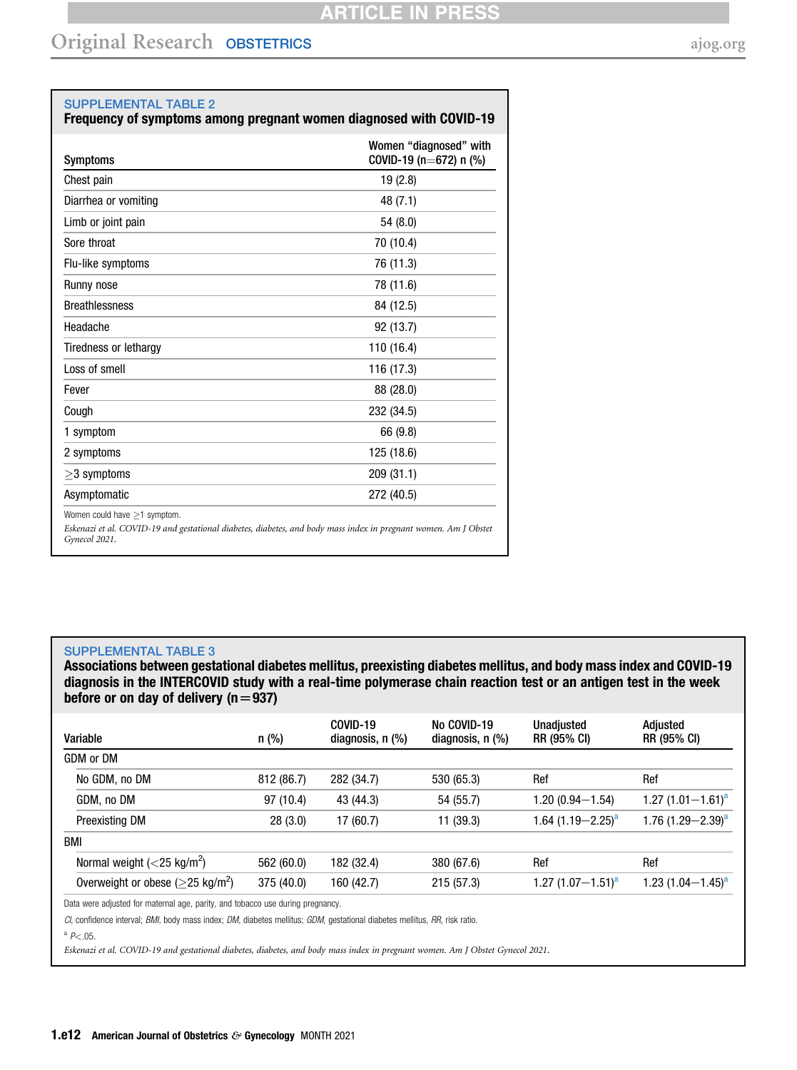**SUPPLEMENTAL TABLE 2**
**Frequency of symptoms among pregnant women diagnosed with COVID-19**

| Symptoms | Women "diagnosed" with COVID-19 (n=672) n (%) |
|---|---|
| Chest pain | 19 (2.8) |
| Diarrhea or vomiting | 48 (7.1) |
| Limb or joint pain | 54 (8.0) |
| Sore throat | 70 (10.4) |
| Flu-like symptoms | 76 (11.3) |
| Runny nose | 78 (11.6) |
| Breathlessness | 84 (12.5) |
| Headache | 92 (13.7) |
| Tiredness or lethargy | 110 (16.4) |
| Loss of smell | 116 (17.3) |
| Fever | 88 (28.0) |
| Cough | 232 (34.5) |
| 1 symptom | 66 (9.8) |
| 2 symptoms | 125 (18.6) |
| ≥3 symptoms | 209 (31.1) |
| Asymptomatic | 272 (40.5) |

Women could have ≥1 symptom.

*Eskenazi et al. COVID-19 and gestational diabetes, diabetes, and body mass index in pregnant women. Am J Obstet Gynecol 2021.*

**SUPPLEMENTAL TABLE 3**
**Associations between gestational diabetes mellitus, preexisting diabetes mellitus, and body mass index and COVID-19 diagnosis in the INTERCOVID study with a real-time polymerase chain reaction test or an antigen test in the week before or on day of delivery (n=937)**

| Variable | n (%) | COVID-19 diagnosis, n (%) | No COVID-19 diagnosis, n (%) | Unadjusted RR (95% CI) | Adjusted RR (95% CI) |
|---|---|---|---|---|---|
| GDM or DM | | | | | |
| No GDM, no DM | 812 (86.7) | 282 (34.7) | 530 (65.3) | Ref | Ref |
| GDM, no DM | 97 (10.4) | 43 (44.3) | 54 (55.7) | 1.20 (0.94–1.54) | 1.27 (1.01–1.61)[a] |
| Preexisting DM | 28 (3.0) | 17 (60.7) | 11 (39.3) | 1.64 (1.19–2.25)[a] | 1.76 (1.29–2.39)[a] |
| BMI | | | | | |
| Normal weight (<25 kg/m$^2$) | 562 (60.0) | 182 (32.4) | 380 (67.6) | Ref | Ref |
| Overweight or obese (≥25 kg/m$^2$) | 375 (40.0) | 160 (42.7) | 215 (57.3) | 1.27 (1.07–1.51)[a] | 1.23 (1.04–1.45)[a] |

Data were adjusted for maternal age, parity, and tobacco use during pregnancy.

*CI*, confidence interval; *BMI*, body mass index; *DM*, diabetes mellitus; *GDM*, gestational diabetes mellitus, *RR*, risk ratio.

[a] $P<.05$.

*Eskenazi et al. COVID-19 and gestational diabetes, diabetes, and body mass index in pregnant women. Am J Obstet Gynecol 2021.*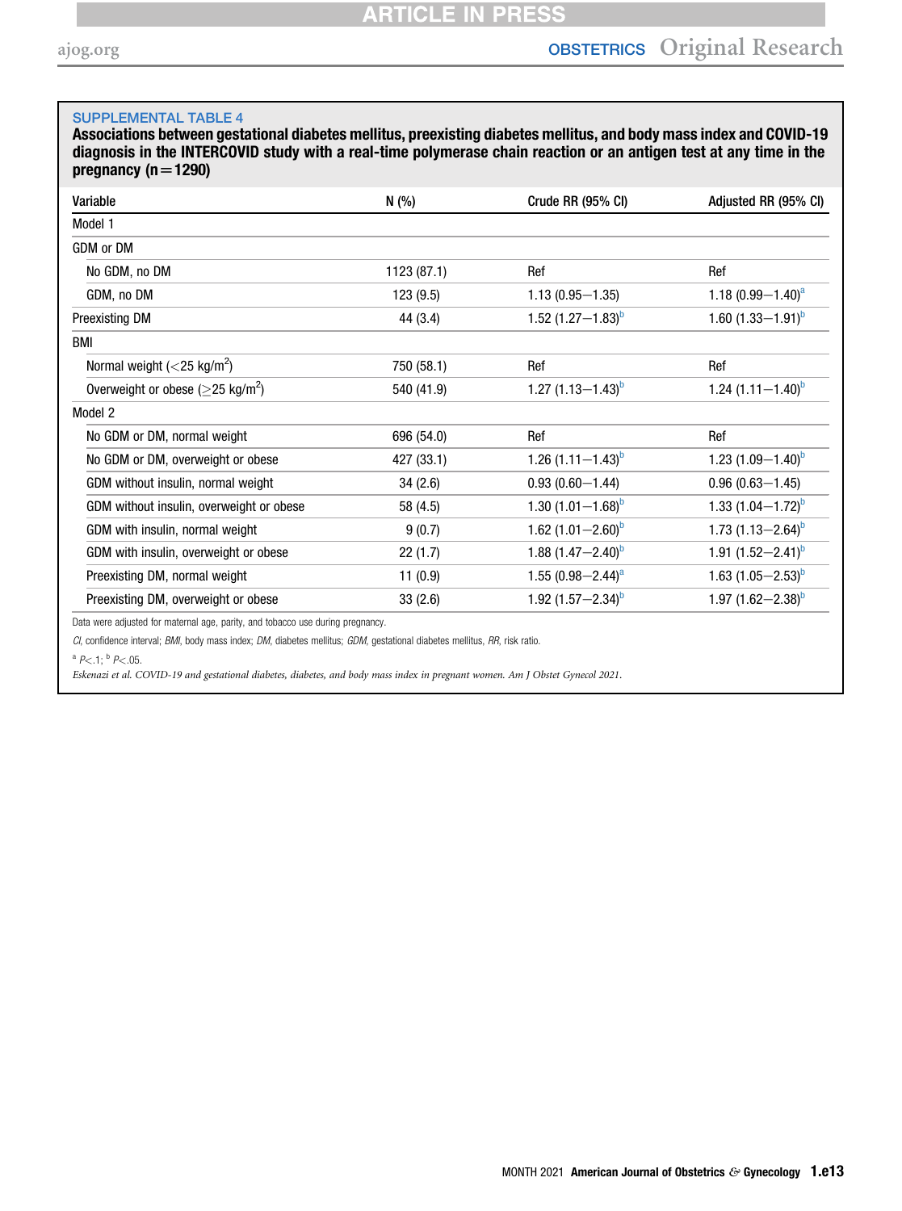SUPPLEMENTAL TABLE 4

**Associations between gestational diabetes mellitus, preexisting diabetes mellitus, and body mass index and COVID-19 diagnosis in the INTERCOVID study with a real-time polymerase chain reaction or an antigen test at any time in the pregnancy (n=1290)**

| Variable | N (%) | Crude RR (95% CI) | Adjusted RR (95% CI) |
|---|---|---|---|
| Model 1 | | | |
| GDM or DM | | | |
| No GDM, no DM | 1123 (87.1) | Ref | Ref |
| GDM, no DM | 123 (9.5) | 1.13 (0.95–1.35) | 1.18 (0.99–1.40)[a] |
| Preexisting DM | 44 (3.4) | 1.52 (1.27–1.83)[b] | 1.60 (1.33–1.91)[b] |
| BMI | | | |
| Normal weight (<25 kg/m$^2$) | 750 (58.1) | Ref | Ref |
| Overweight or obese (≥25 kg/m$^2$) | 540 (41.9) | 1.27 (1.13–1.43)[b] | 1.24 (1.11–1.40)[b] |
| Model 2 | | | |
| No GDM or DM, normal weight | 696 (54.0) | Ref | Ref |
| No GDM or DM, overweight or obese | 427 (33.1) | 1.26 (1.11–1.43)[b] | 1.23 (1.09–1.40)[b] |
| GDM without insulin, normal weight | 34 (2.6) | 0.93 (0.60–1.44) | 0.96 (0.63–1.45) |
| GDM without insulin, overweight or obese | 58 (4.5) | 1.30 (1.01–1.68)[b] | 1.33 (1.04–1.72)[b] |
| GDM with insulin, normal weight | 9 (0.7) | 1.62 (1.01–2.60)[b] | 1.73 (1.13–2.64)[b] |
| GDM with insulin, overweight or obese | 22 (1.7) | 1.88 (1.47–2.40)[b] | 1.91 (1.52–2.41)[b] |
| Preexisting DM, normal weight | 11 (0.9) | 1.55 (0.98–2.44)[a] | 1.63 (1.05–2.53)[b] |
| Preexisting DM, overweight or obese | 33 (2.6) | 1.92 (1.57–2.34)[b] | 1.97 (1.62–2.38)[b] |

Data were adjusted for maternal age, parity, and tobacco use during pregnancy.

*CI*, confidence interval; *BMI*, body mass index; *DM*, diabetes mellitus; *GDM*, gestational diabetes mellitus, *RR*, risk ratio.

[a] $P<.1$; [b] $P<.05$.

*Eskenazi et al. COVID-19 and gestational diabetes, diabetes, and body mass index in pregnant women. Am J Obstet Gynecol 2021.*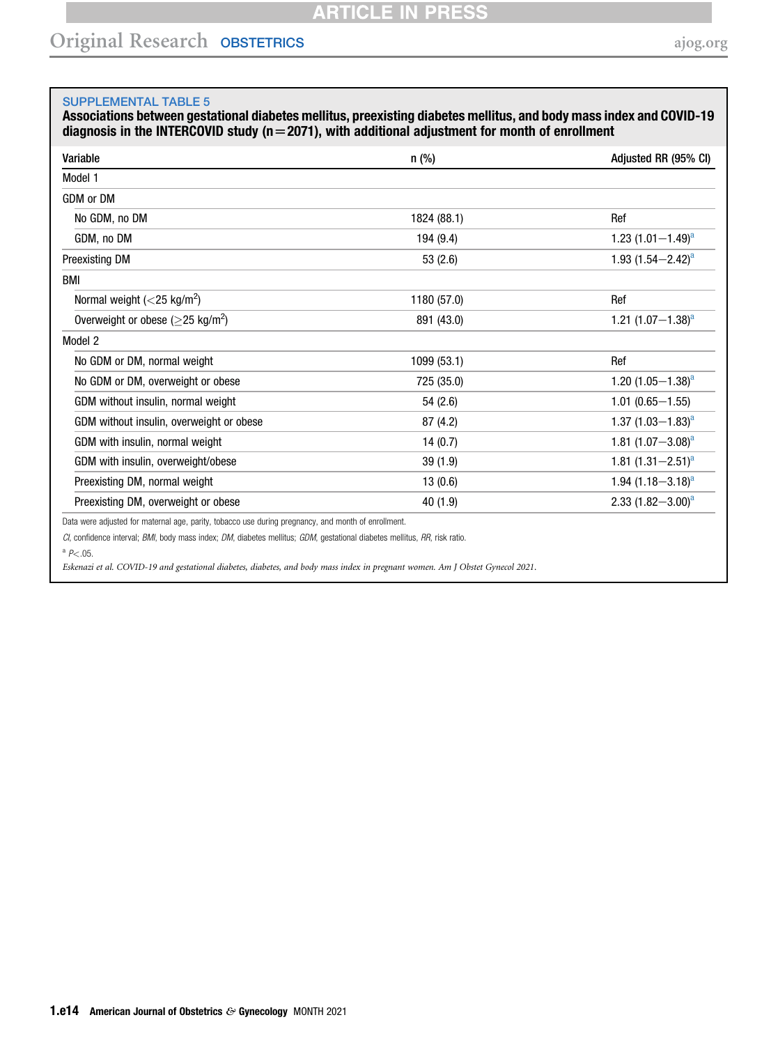SUPPLEMENTAL TABLE 5

**Associations between gestational diabetes mellitus, preexisting diabetes mellitus, and body mass index and COVID-19 diagnosis in the INTERCOVID study (n=2071), with additional adjustment for month of enrollment**

| Variable | n (%) | Adjusted RR (95% CI) |
|---|---|---|
| Model 1 | | |
| GDM or DM | | |
| No GDM, no DM | 1824 (88.1) | Ref |
| GDM, no DM | 194 (9.4) | 1.23 (1.01–1.49)[a] |
| Preexisting DM | 53 (2.6) | 1.93 (1.54–2.42)[a] |
| BMI | | |
| Normal weight (<25 kg/m$^2$) | 1180 (57.0) | Ref |
| Overweight or obese (≥25 kg/m$^2$) | 891 (43.0) | 1.21 (1.07–1.38)[a] |
| Model 2 | | |
| No GDM or DM, normal weight | 1099 (53.1) | Ref |
| No GDM or DM, overweight or obese | 725 (35.0) | 1.20 (1.05–1.38)[a] |
| GDM without insulin, normal weight | 54 (2.6) | 1.01 (0.65–1.55) |
| GDM without insulin, overweight or obese | 87 (4.2) | 1.37 (1.03–1.83)[a] |
| GDM with insulin, normal weight | 14 (0.7) | 1.81 (1.07–3.08)[a] |
| GDM with insulin, overweight/obese | 39 (1.9) | 1.81 (1.31–2.51)[a] |
| Preexisting DM, normal weight | 13 (0.6) | 1.94 (1.18–3.18)[a] |
| Preexisting DM, overweight or obese | 40 (1.9) | 2.33 (1.82–3.00)[a] |

Data were adjusted for maternal age, parity, tobacco use during pregnancy, and month of enrollment.

*CI*, confidence interval; *BMI*, body mass index; *DM*, diabetes mellitus; *GDM*, gestational diabetes mellitus, *RR*, risk ratio.

[a] $P<.05$.

*Eskenazi et al. COVID-19 and gestational diabetes, diabetes, and body mass index in pregnant women. Am J Obstet Gynecol 2021.*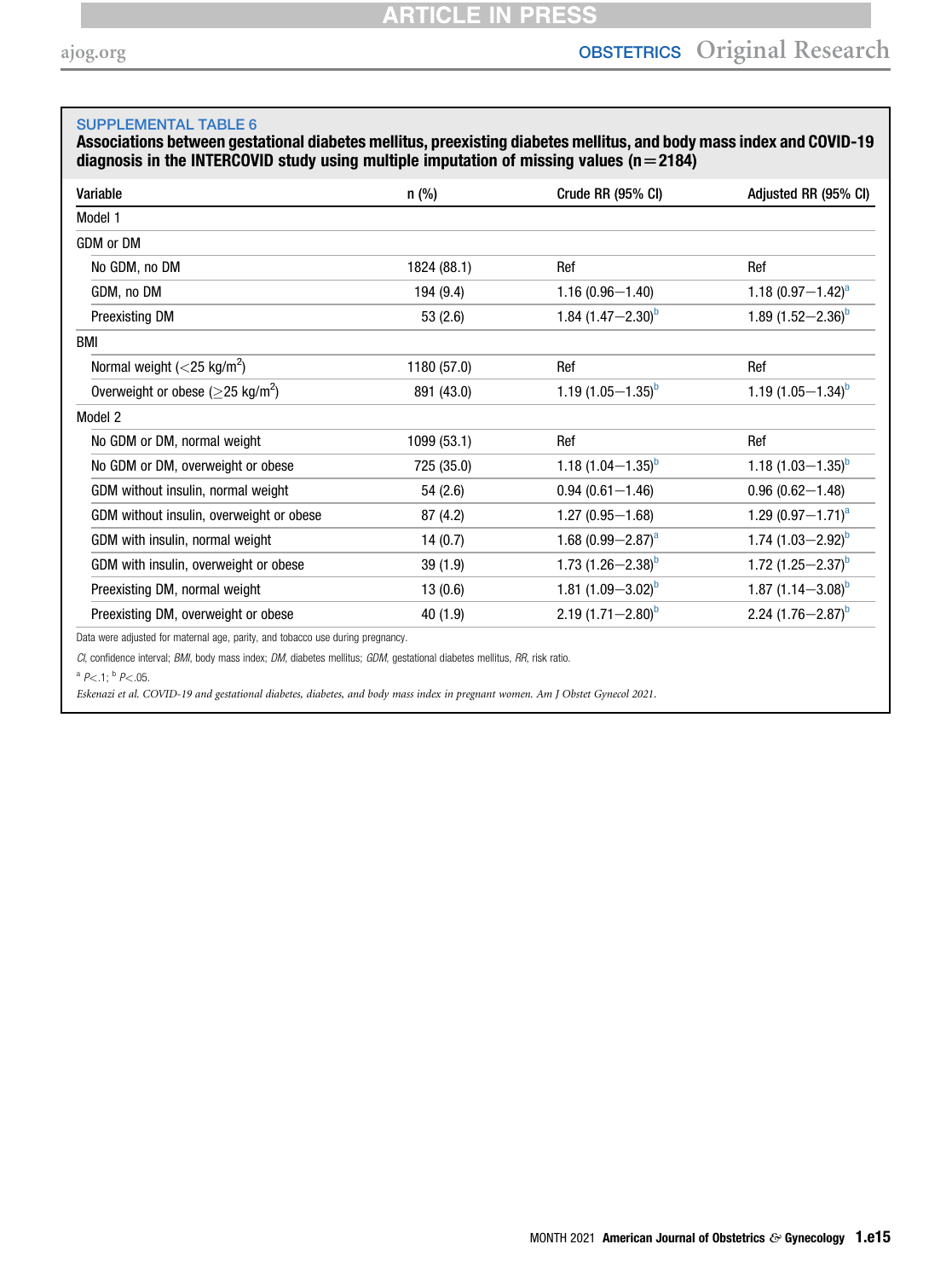SUPPLEMENTAL TABLE 6

**Associations between gestational diabetes mellitus, preexisting diabetes mellitus, and body mass index and COVID-19 diagnosis in the INTERCOVID study using multiple imputation of missing values (n=2184)**

| Variable | n (%) | Crude RR (95% CI) | Adjusted RR (95% CI) |
|---|---|---|---|
| Model 1 | | | |
| GDM or DM | | | |
| No GDM, no DM | 1824 (88.1) | Ref | Ref |
| GDM, no DM | 194 (9.4) | 1.16 (0.96–1.40) | 1.18 (0.97–1.42)[a] |
| Preexisting DM | 53 (2.6) | 1.84 (1.47–2.30)[b] | 1.89 (1.52–2.36)[b] |
| BMI | | | |
| Normal weight (<25 kg/m$^2$) | 1180 (57.0) | Ref | Ref |
| Overweight or obese (≥25 kg/m$^2$) | 891 (43.0) | 1.19 (1.05–1.35)[b] | 1.19 (1.05–1.34)[b] |
| Model 2 | | | |
| No GDM or DM, normal weight | 1099 (53.1) | Ref | Ref |
| No GDM or DM, overweight or obese | 725 (35.0) | 1.18 (1.04–1.35)[b] | 1.18 (1.03–1.35)[b] |
| GDM without insulin, normal weight | 54 (2.6) | 0.94 (0.61–1.46) | 0.96 (0.62–1.48) |
| GDM without insulin, overweight or obese | 87 (4.2) | 1.27 (0.95–1.68) | 1.29 (0.97–1.71)[a] |
| GDM with insulin, normal weight | 14 (0.7) | 1.68 (0.99–2.87)[a] | 1.74 (1.03–2.92)[b] |
| GDM with insulin, overweight or obese | 39 (1.9) | 1.73 (1.26–2.38)[b] | 1.72 (1.25–2.37)[b] |
| Preexisting DM, normal weight | 13 (0.6) | 1.81 (1.09–3.02)[b] | 1.87 (1.14–3.08)[b] |
| Preexisting DM, overweight or obese | 40 (1.9) | 2.19 (1.71–2.80)[b] | 2.24 (1.76–2.87)[b] |

Data were adjusted for maternal age, parity, and tobacco use during pregnancy.

*CI*, confidence interval; *BMI*, body mass index; *DM*, diabetes mellitus; *GDM*, gestational diabetes mellitus, *RR*, risk ratio.

[a] $P<.1$; [b] $P<.05$.

*Eskenazi et al. COVID-19 and gestational diabetes, diabetes, and body mass index in pregnant women. Am J Obstet Gynecol 2021.*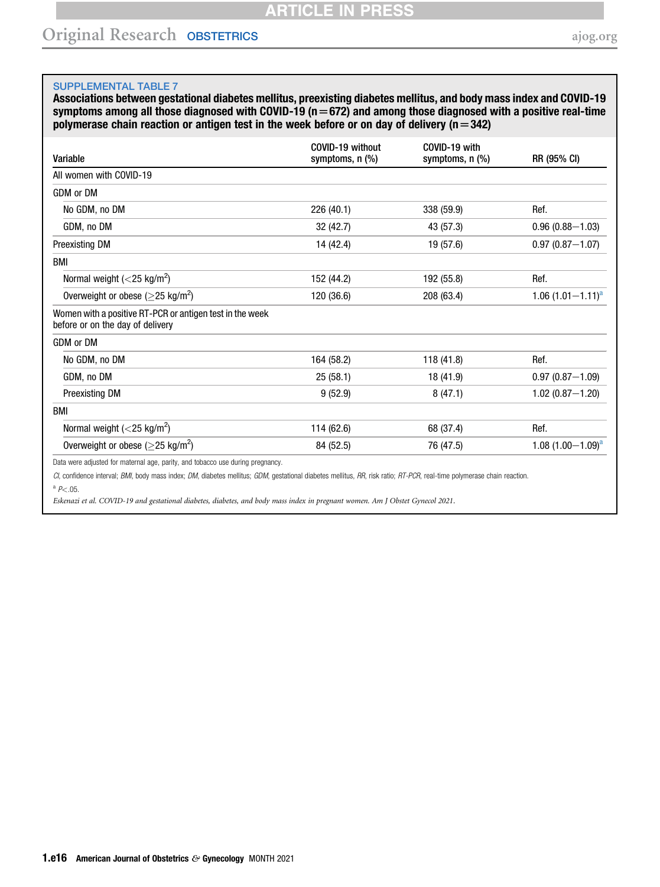SUPPLEMENTAL TABLE 7

**Associations between gestational diabetes mellitus, preexisting diabetes mellitus, and body mass index and COVID-19 symptoms among all those diagnosed with COVID-19 (n=672) and among those diagnosed with a positive real-time polymerase chain reaction or antigen test in the week before or on day of delivery (n=342)**

| Variable | COVID-19 without symptoms, n (%) | COVID-19 with symptoms, n (%) | RR (95% CI) |
|---|---|---|---|
| All women with COVID-19 | | | |
| GDM or DM | | | |
| No GDM, no DM | 226 (40.1) | 338 (59.9) | Ref. |
| GDM, no DM | 32 (42.7) | 43 (57.3) | 0.96 (0.88–1.03) |
| Preexisting DM | 14 (42.4) | 19 (57.6) | 0.97 (0.87–1.07) |
| BMI | | | |
| Normal weight (<25 kg/m$^2$) | 152 (44.2) | 192 (55.8) | Ref. |
| Overweight or obese (≥25 kg/m$^2$) | 120 (36.6) | 208 (63.4) | 1.06 (1.01–1.11)[a] |
| Women with a positive RT-PCR or antigen test in the week before or on the day of delivery | | | |
| GDM or DM | | | |
| No GDM, no DM | 164 (58.2) | 118 (41.8) | Ref. |
| GDM, no DM | 25 (58.1) | 18 (41.9) | 0.97 (0.87–1.09) |
| Preexisting DM | 9 (52.9) | 8 (47.1) | 1.02 (0.87–1.20) |
| BMI | | | |
| Normal weight (<25 kg/m$^2$) | 114 (62.6) | 68 (37.4) | Ref. |
| Overweight or obese (≥25 kg/m$^2$) | 84 (52.5) | 76 (47.5) | 1.08 (1.00–1.09)[a] |

Data were adjusted for maternal age, parity, and tobacco use during pregnancy.

*CI*, confidence interval; *BMI*, body mass index; *DM*, diabetes mellitus; *GDM*, gestational diabetes mellitus, *RR*, risk ratio; *RT-PCR*, real-time polymerase chain reaction.

[a] $P<.05$.

*Eskenazi et al. COVID-19 and gestational diabetes, diabetes, and body mass index in pregnant women. Am J Obstet Gynecol 2021.*